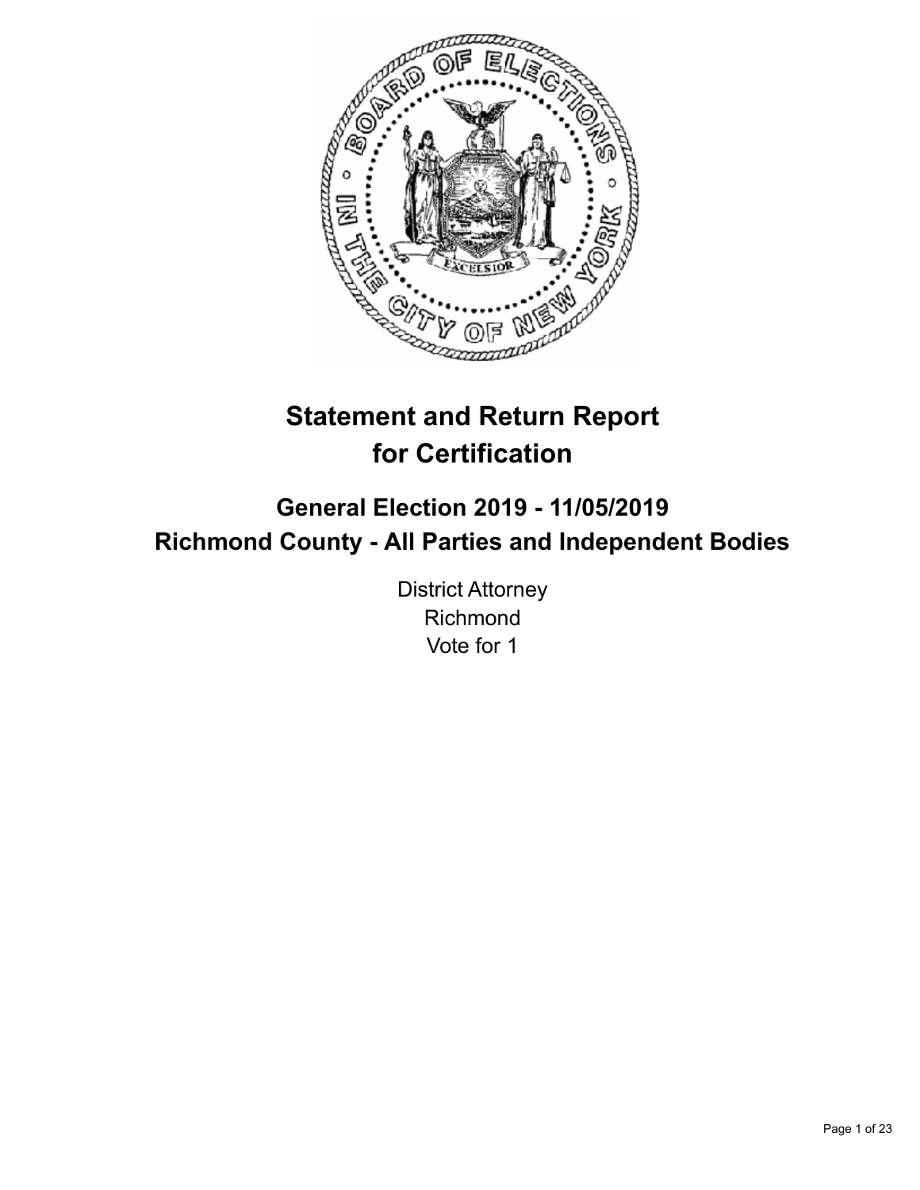# Statement and Return Report for Certification

## General Election 2019 - 11/05/2019
## Richmond County - All Parties and Independent Bodies

District Attorney
Richmond
Vote for 1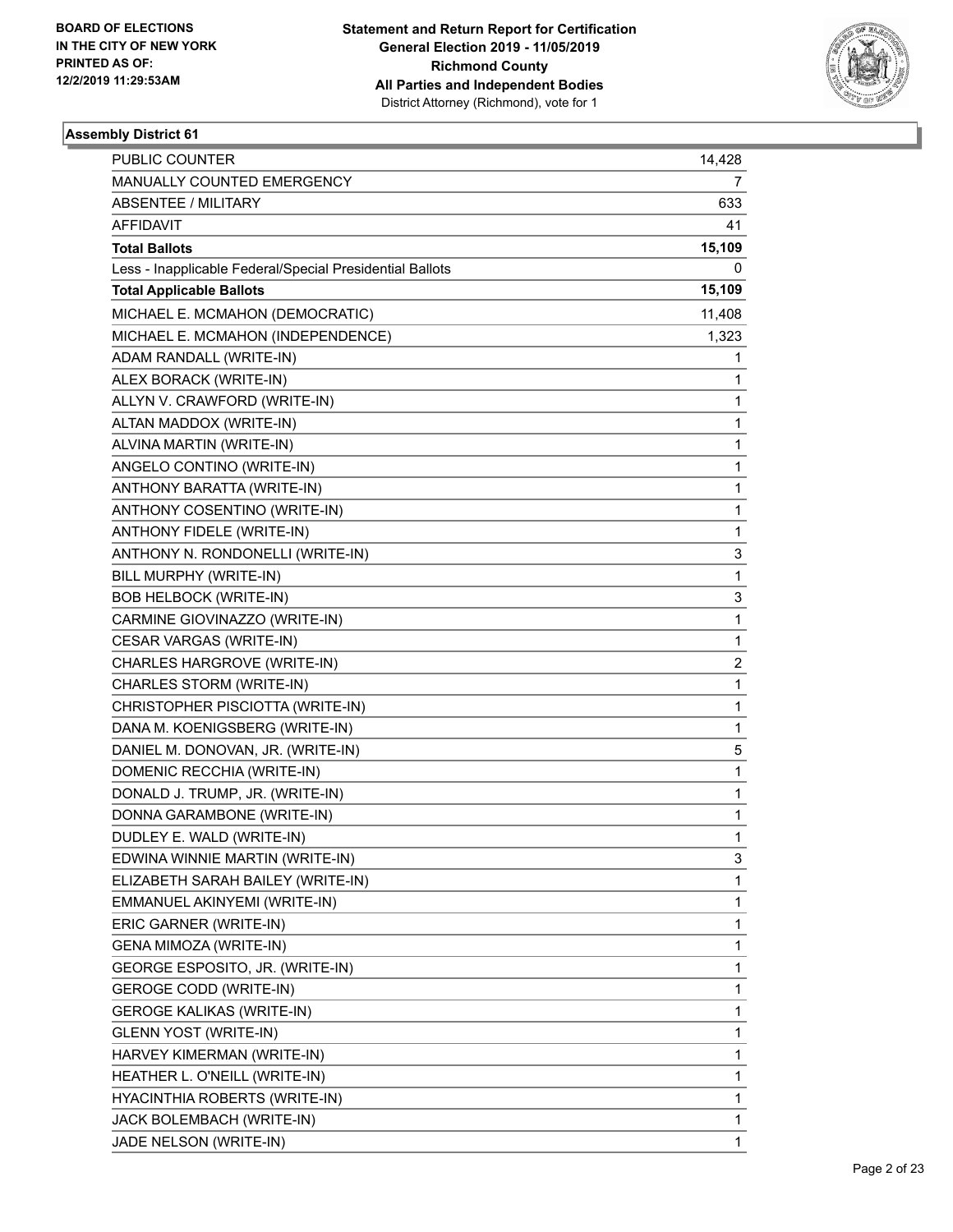**BOARD OF ELECTIONS IN THE CITY OF NEW YORK PRINTED AS OF: 12/2/2019 11:29:53AM**

**Statement and Return Report for Certification General Election 2019 - 11/05/2019 Richmond County All Parties and Independent Bodies**
District Attorney (Richmond), vote for 1

### Assembly District 61

| | |
|---|---|
| PUBLIC COUNTER | 14,428 |
| MANUALLY COUNTED EMERGENCY | 7 |
| ABSENTEE / MILITARY | 633 |
| AFFIDAVIT | 41 |
| **Total Ballots** | **15,109** |
| Less - Inapplicable Federal/Special Presidential Ballots | 0 |
| **Total Applicable Ballots** | **15,109** |
| MICHAEL E. MCMAHON (DEMOCRATIC) | 11,408 |
| MICHAEL E. MCMAHON (INDEPENDENCE) | 1,323 |
| ADAM RANDALL (WRITE-IN) | 1 |
| ALEX BORACK (WRITE-IN) | 1 |
| ALLYN V. CRAWFORD (WRITE-IN) | 1 |
| ALTAN MADDOX (WRITE-IN) | 1 |
| ALVINA MARTIN (WRITE-IN) | 1 |
| ANGELO CONTINO (WRITE-IN) | 1 |
| ANTHONY BARATTA (WRITE-IN) | 1 |
| ANTHONY COSENTINO (WRITE-IN) | 1 |
| ANTHONY FIDELE (WRITE-IN) | 1 |
| ANTHONY N. RONDONELLI (WRITE-IN) | 3 |
| BILL MURPHY (WRITE-IN) | 1 |
| BOB HELBOCK (WRITE-IN) | 3 |
| CARMINE GIOVINAZZO (WRITE-IN) | 1 |
| CESAR VARGAS (WRITE-IN) | 1 |
| CHARLES HARGROVE (WRITE-IN) | 2 |
| CHARLES STORM (WRITE-IN) | 1 |
| CHRISTOPHER PISCIOTTA (WRITE-IN) | 1 |
| DANA M. KOENIGSBERG (WRITE-IN) | 1 |
| DANIEL M. DONOVAN, JR. (WRITE-IN) | 5 |
| DOMENIC RECCHIA (WRITE-IN) | 1 |
| DONALD J. TRUMP, JR. (WRITE-IN) | 1 |
| DONNA GARAMBONE (WRITE-IN) | 1 |
| DUDLEY E. WALD (WRITE-IN) | 1 |
| EDWINA WINNIE MARTIN (WRITE-IN) | 3 |
| ELIZABETH SARAH BAILEY (WRITE-IN) | 1 |
| EMMANUEL AKINYEMI (WRITE-IN) | 1 |
| ERIC GARNER (WRITE-IN) | 1 |
| GENA MIMOZA (WRITE-IN) | 1 |
| GEORGE ESPOSITO, JR. (WRITE-IN) | 1 |
| GEROGE CODD (WRITE-IN) | 1 |
| GEROGE KALIKAS (WRITE-IN) | 1 |
| GLENN YOST (WRITE-IN) | 1 |
| HARVEY KIMERMAN (WRITE-IN) | 1 |
| HEATHER L. O'NEILL (WRITE-IN) | 1 |
| HYACINTHIA ROBERTS (WRITE-IN) | 1 |
| JACK BOLEMBACH (WRITE-IN) | 1 |
| JADE NELSON (WRITE-IN) | 1 |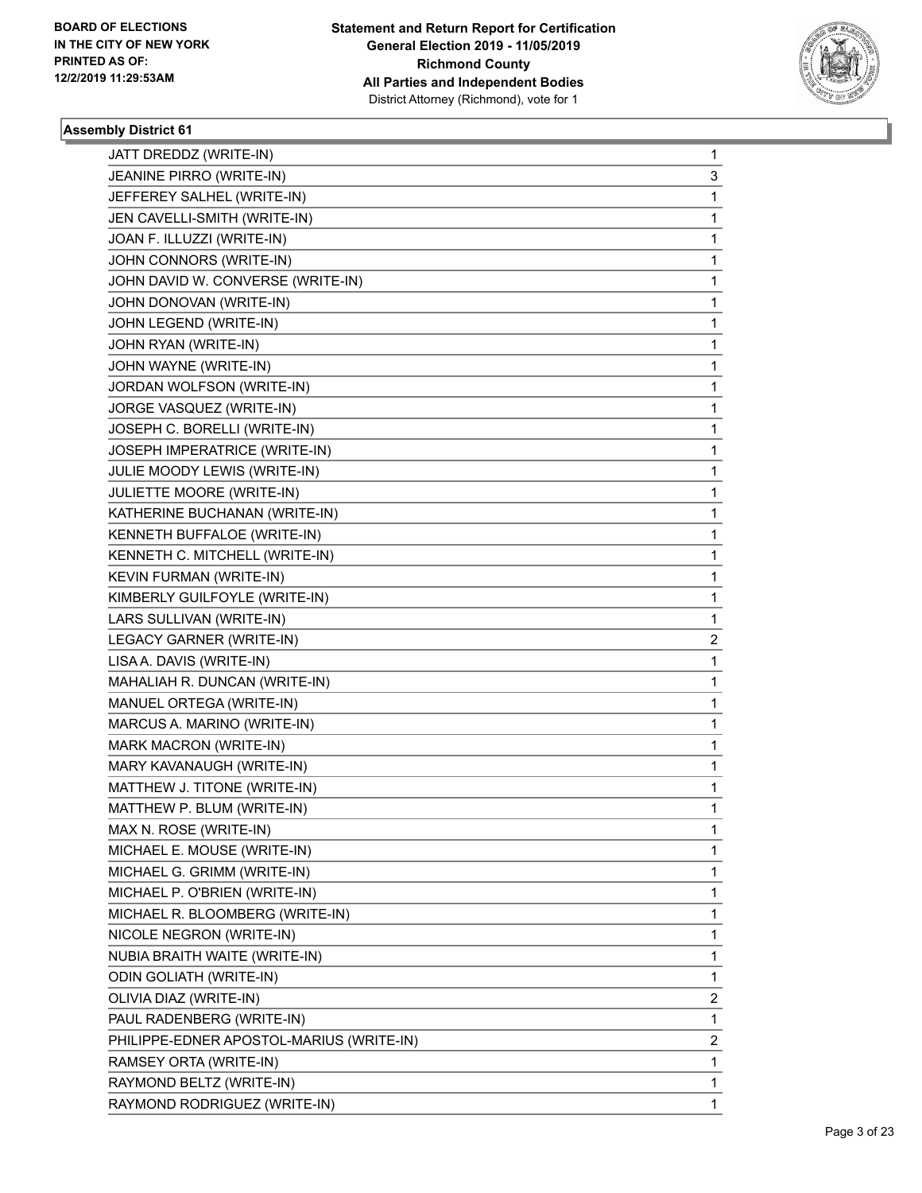**BOARD OF ELECTIONS IN THE CITY OF NEW YORK**
**PRINTED AS OF: 12/2/2019 11:29:53AM**

**Statement and Return Report for Certification**
**General Election 2019 - 11/05/2019**
**Richmond County**
**All Parties and Independent Bodies**
District Attorney (Richmond), vote for 1

### Assembly District 61

| | |
|---|---|
| JATT DREDDZ (WRITE-IN) | 1 |
| JEANINE PIRRO (WRITE-IN) | 3 |
| JEFFEREY SALHEL (WRITE-IN) | 1 |
| JEN CAVELLI-SMITH (WRITE-IN) | 1 |
| JOAN F. ILLUZZI (WRITE-IN) | 1 |
| JOHN CONNORS (WRITE-IN) | 1 |
| JOHN DAVID W. CONVERSE (WRITE-IN) | 1 |
| JOHN DONOVAN (WRITE-IN) | 1 |
| JOHN LEGEND (WRITE-IN) | 1 |
| JOHN RYAN (WRITE-IN) | 1 |
| JOHN WAYNE (WRITE-IN) | 1 |
| JORDAN WOLFSON (WRITE-IN) | 1 |
| JORGE VASQUEZ (WRITE-IN) | 1 |
| JOSEPH C. BORELLI (WRITE-IN) | 1 |
| JOSEPH IMPERATRICE (WRITE-IN) | 1 |
| JULIE MOODY LEWIS (WRITE-IN) | 1 |
| JULIETTE MOORE (WRITE-IN) | 1 |
| KATHERINE BUCHANAN (WRITE-IN) | 1 |
| KENNETH BUFFALOE (WRITE-IN) | 1 |
| KENNETH C. MITCHELL (WRITE-IN) | 1 |
| KEVIN FURMAN (WRITE-IN) | 1 |
| KIMBERLY GUILFOYLE (WRITE-IN) | 1 |
| LARS SULLIVAN (WRITE-IN) | 1 |
| LEGACY GARNER (WRITE-IN) | 2 |
| LISA A. DAVIS (WRITE-IN) | 1 |
| MAHALIAH R. DUNCAN (WRITE-IN) | 1 |
| MANUEL ORTEGA (WRITE-IN) | 1 |
| MARCUS A. MARINO (WRITE-IN) | 1 |
| MARK MACRON (WRITE-IN) | 1 |
| MARY KAVANAUGH (WRITE-IN) | 1 |
| MATTHEW J. TITONE (WRITE-IN) | 1 |
| MATTHEW P. BLUM (WRITE-IN) | 1 |
| MAX N. ROSE (WRITE-IN) | 1 |
| MICHAEL E. MOUSE (WRITE-IN) | 1 |
| MICHAEL G. GRIMM (WRITE-IN) | 1 |
| MICHAEL P. O'BRIEN (WRITE-IN) | 1 |
| MICHAEL R. BLOOMBERG (WRITE-IN) | 1 |
| NICOLE NEGRON (WRITE-IN) | 1 |
| NUBIA BRAITH WAITE (WRITE-IN) | 1 |
| ODIN GOLIATH (WRITE-IN) | 1 |
| OLIVIA DIAZ (WRITE-IN) | 2 |
| PAUL RADENBERG (WRITE-IN) | 1 |
| PHILIPPE-EDNER APOSTOL-MARIUS (WRITE-IN) | 2 |
| RAMSEY ORTA (WRITE-IN) | 1 |
| RAYMOND BELTZ (WRITE-IN) | 1 |
| RAYMOND RODRIGUEZ (WRITE-IN) | 1 |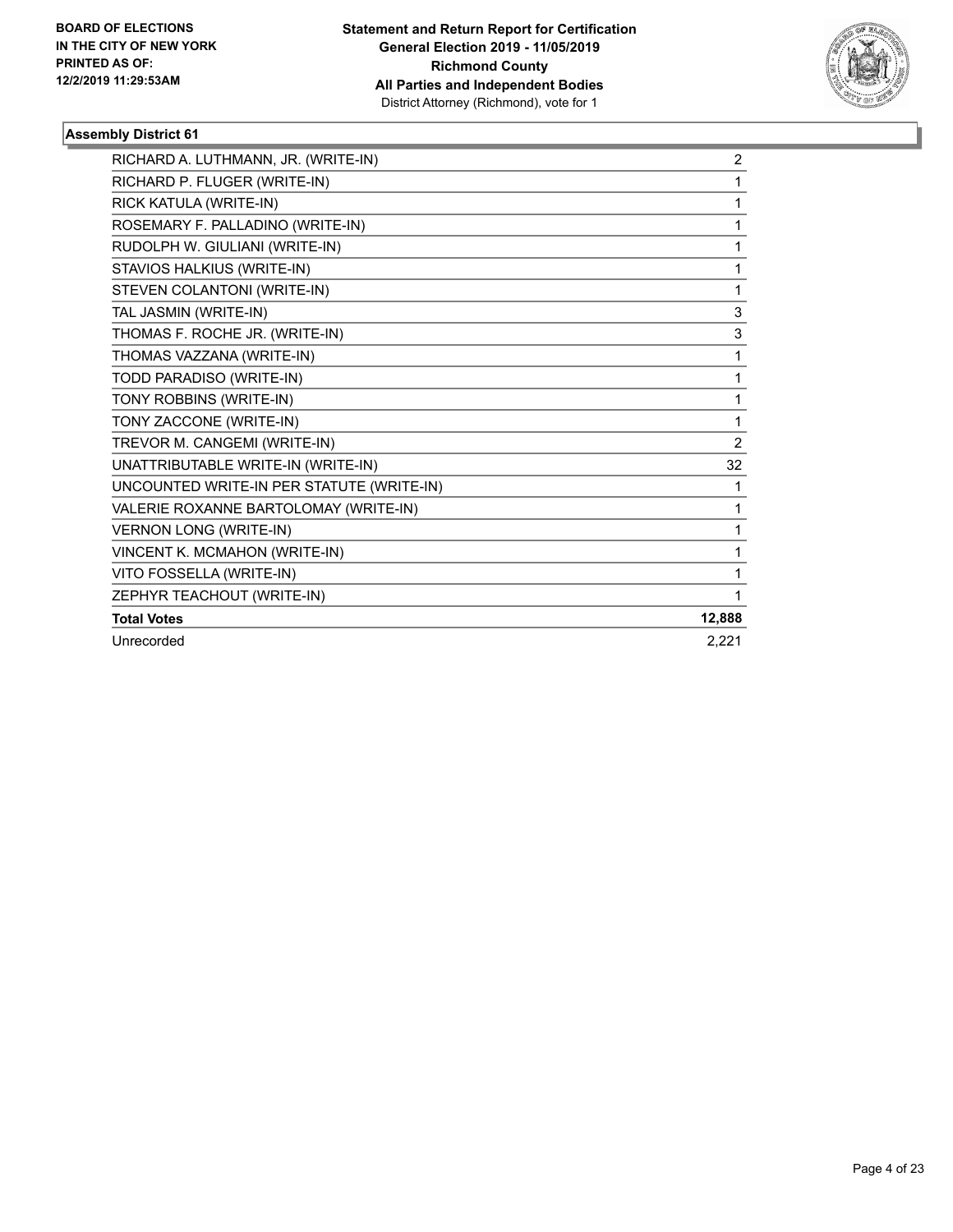**Statement and Return Report for Certification**
**General Election 2019 - 11/05/2019**
**Richmond County**
**All Parties and Independent Bodies**
District Attorney (Richmond), vote for 1

**BOARD OF ELECTIONS IN THE CITY OF NEW YORK PRINTED AS OF: 12/2/2019 11:29:53AM**

### Assembly District 61

| | |
|---|---|
| RICHARD A. LUTHMANN, JR. (WRITE-IN) | 2 |
| RICHARD P. FLUGER (WRITE-IN) | 1 |
| RICK KATULA (WRITE-IN) | 1 |
| ROSEMARY F. PALLADINO (WRITE-IN) | 1 |
| RUDOLPH W. GIULIANI (WRITE-IN) | 1 |
| STAVIOS HALKIUS (WRITE-IN) | 1 |
| STEVEN COLANTONI (WRITE-IN) | 1 |
| TAL JASMIN (WRITE-IN) | 3 |
| THOMAS F. ROCHE JR. (WRITE-IN) | 3 |
| THOMAS VAZZANA (WRITE-IN) | 1 |
| TODD PARADISO (WRITE-IN) | 1 |
| TONY ROBBINS (WRITE-IN) | 1 |
| TONY ZACCONE (WRITE-IN) | 1 |
| TREVOR M. CANGEMI (WRITE-IN) | 2 |
| UNATTRIBUTABLE WRITE-IN (WRITE-IN) | 32 |
| UNCOUNTED WRITE-IN PER STATUTE (WRITE-IN) | 1 |
| VALERIE ROXANNE BARTOLOMAY (WRITE-IN) | 1 |
| VERNON LONG (WRITE-IN) | 1 |
| VINCENT K. MCMAHON (WRITE-IN) | 1 |
| VITO FOSSELLA (WRITE-IN) | 1 |
| ZEPHYR TEACHOUT (WRITE-IN) | 1 |
| **Total Votes** | **12,888** |
| Unrecorded | 2,221 |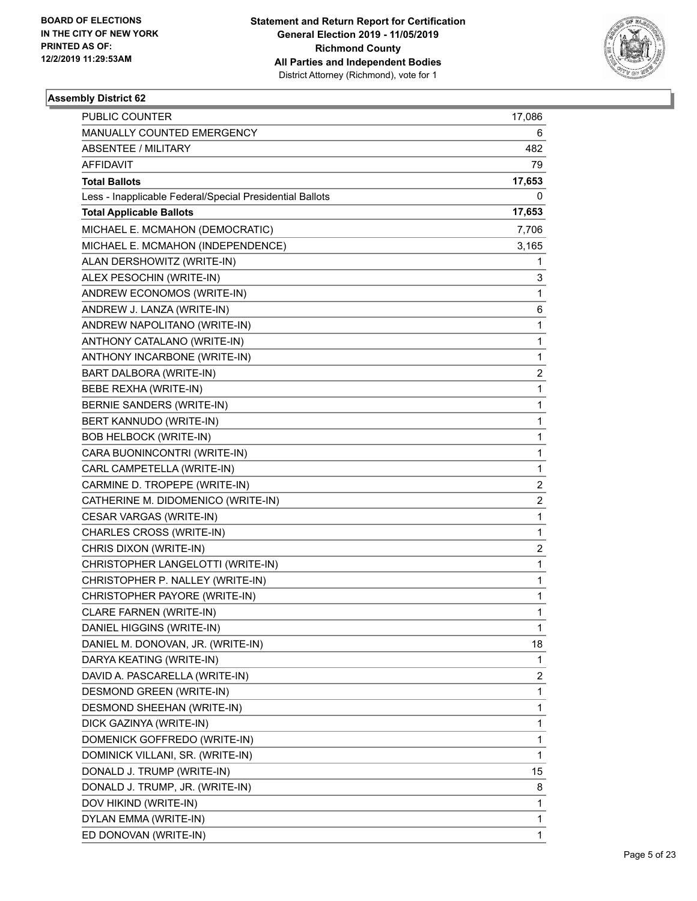**BOARD OF ELECTIONS IN THE CITY OF NEW YORK PRINTED AS OF: 12/2/2019 11:29:53AM**

**Statement and Return Report for Certification General Election 2019 - 11/05/2019 Richmond County All Parties and Independent Bodies**
District Attorney (Richmond), vote for 1

**Assembly District 62**

| | |
|---|---|
| PUBLIC COUNTER | 17,086 |
| MANUALLY COUNTED EMERGENCY | 6 |
| ABSENTEE / MILITARY | 482 |
| AFFIDAVIT | 79 |
| **Total Ballots** | **17,653** |
| Less - Inapplicable Federal/Special Presidential Ballots | 0 |
| **Total Applicable Ballots** | **17,653** |
| MICHAEL E. MCMAHON (DEMOCRATIC) | 7,706 |
| MICHAEL E. MCMAHON (INDEPENDENCE) | 3,165 |
| ALAN DERSHOWITZ (WRITE-IN) | 1 |
| ALEX PESOCHIN (WRITE-IN) | 3 |
| ANDREW ECONOMOS (WRITE-IN) | 1 |
| ANDREW J. LANZA (WRITE-IN) | 6 |
| ANDREW NAPOLITANO (WRITE-IN) | 1 |
| ANTHONY CATALANO (WRITE-IN) | 1 |
| ANTHONY INCARBONE (WRITE-IN) | 1 |
| BART DALBORA (WRITE-IN) | 2 |
| BEBE REXHA (WRITE-IN) | 1 |
| BERNIE SANDERS (WRITE-IN) | 1 |
| BERT KANNUDO (WRITE-IN) | 1 |
| BOB HELBOCK (WRITE-IN) | 1 |
| CARA BUONINCONTRI (WRITE-IN) | 1 |
| CARL CAMPETELLA (WRITE-IN) | 1 |
| CARMINE D. TROPEPE (WRITE-IN) | 2 |
| CATHERINE M. DIDOMENICO (WRITE-IN) | 2 |
| CESAR VARGAS (WRITE-IN) | 1 |
| CHARLES CROSS (WRITE-IN) | 1 |
| CHRIS DIXON (WRITE-IN) | 2 |
| CHRISTOPHER LANGELOTTI (WRITE-IN) | 1 |
| CHRISTOPHER P. NALLEY (WRITE-IN) | 1 |
| CHRISTOPHER PAYORE (WRITE-IN) | 1 |
| CLARE FARNEN (WRITE-IN) | 1 |
| DANIEL HIGGINS (WRITE-IN) | 1 |
| DANIEL M. DONOVAN, JR. (WRITE-IN) | 18 |
| DARYA KEATING (WRITE-IN) | 1 |
| DAVID A. PASCARELLA (WRITE-IN) | 2 |
| DESMOND GREEN (WRITE-IN) | 1 |
| DESMOND SHEEHAN (WRITE-IN) | 1 |
| DICK GAZINYA (WRITE-IN) | 1 |
| DOMENICK GOFFREDO (WRITE-IN) | 1 |
| DOMINICK VILLANI, SR. (WRITE-IN) | 1 |
| DONALD J. TRUMP (WRITE-IN) | 15 |
| DONALD J. TRUMP, JR. (WRITE-IN) | 8 |
| DOV HIKIND (WRITE-IN) | 1 |
| DYLAN EMMA (WRITE-IN) | 1 |
| ED DONOVAN (WRITE-IN) | 1 |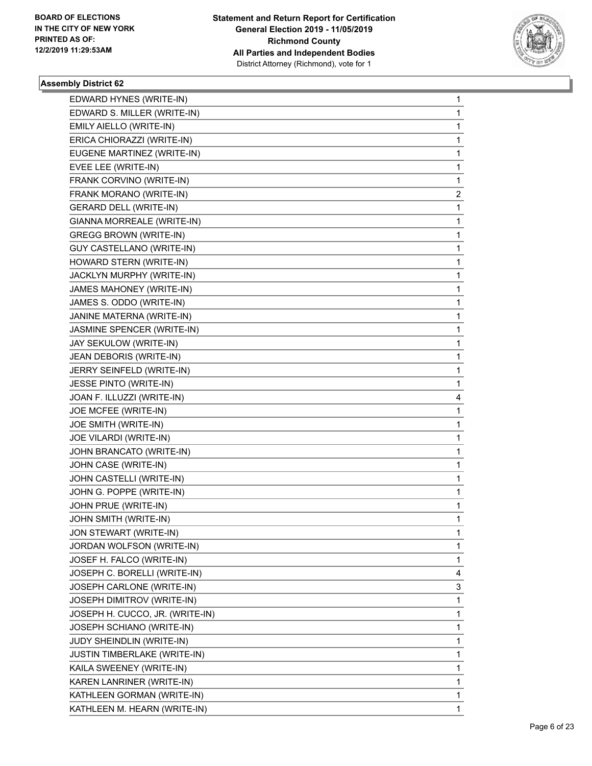BOARD OF ELECTIONS
IN THE CITY OF NEW YORK
PRINTED AS OF:
12/2/2019 11:29:53AM

**Statement and Return Report for Certification**
**General Election 2019 - 11/05/2019**
**Richmond County**
**All Parties and Independent Bodies**
District Attorney (Richmond), vote for 1

### Assembly District 62

| | |
|---|---|
| EDWARD HYNES (WRITE-IN) | 1 |
| EDWARD S. MILLER (WRITE-IN) | 1 |
| EMILY AIELLO (WRITE-IN) | 1 |
| ERICA CHIORAZZI (WRITE-IN) | 1 |
| EUGENE MARTINEZ (WRITE-IN) | 1 |
| EVEE LEE (WRITE-IN) | 1 |
| FRANK CORVINO (WRITE-IN) | 1 |
| FRANK MORANO (WRITE-IN) | 2 |
| GERARD DELL (WRITE-IN) | 1 |
| GIANNA MORREALE (WRITE-IN) | 1 |
| GREGG BROWN (WRITE-IN) | 1 |
| GUY CASTELLANO (WRITE-IN) | 1 |
| HOWARD STERN (WRITE-IN) | 1 |
| JACKLYN MURPHY (WRITE-IN) | 1 |
| JAMES MAHONEY (WRITE-IN) | 1 |
| JAMES S. ODDO (WRITE-IN) | 1 |
| JANINE MATERNA (WRITE-IN) | 1 |
| JASMINE SPENCER (WRITE-IN) | 1 |
| JAY SEKULOW (WRITE-IN) | 1 |
| JEAN DEBORIS (WRITE-IN) | 1 |
| JERRY SEINFELD (WRITE-IN) | 1 |
| JESSE PINTO (WRITE-IN) | 1 |
| JOAN F. ILLUZZI (WRITE-IN) | 4 |
| JOE MCFEE (WRITE-IN) | 1 |
| JOE SMITH (WRITE-IN) | 1 |
| JOE VILARDI (WRITE-IN) | 1 |
| JOHN BRANCATO (WRITE-IN) | 1 |
| JOHN CASE (WRITE-IN) | 1 |
| JOHN CASTELLI (WRITE-IN) | 1 |
| JOHN G. POPPE (WRITE-IN) | 1 |
| JOHN PRUE (WRITE-IN) | 1 |
| JOHN SMITH (WRITE-IN) | 1 |
| JON STEWART (WRITE-IN) | 1 |
| JORDAN WOLFSON (WRITE-IN) | 1 |
| JOSEF H. FALCO (WRITE-IN) | 1 |
| JOSEPH C. BORELLI (WRITE-IN) | 4 |
| JOSEPH CARLONE (WRITE-IN) | 3 |
| JOSEPH DIMITROV (WRITE-IN) | 1 |
| JOSEPH H. CUCCO, JR. (WRITE-IN) | 1 |
| JOSEPH SCHIANO (WRITE-IN) | 1 |
| JUDY SHEINDLIN (WRITE-IN) | 1 |
| JUSTIN TIMBERLAKE (WRITE-IN) | 1 |
| KAILA SWEENEY (WRITE-IN) | 1 |
| KAREN LANRINER (WRITE-IN) | 1 |
| KATHLEEN GORMAN (WRITE-IN) | 1 |
| KATHLEEN M. HEARN (WRITE-IN) | 1 |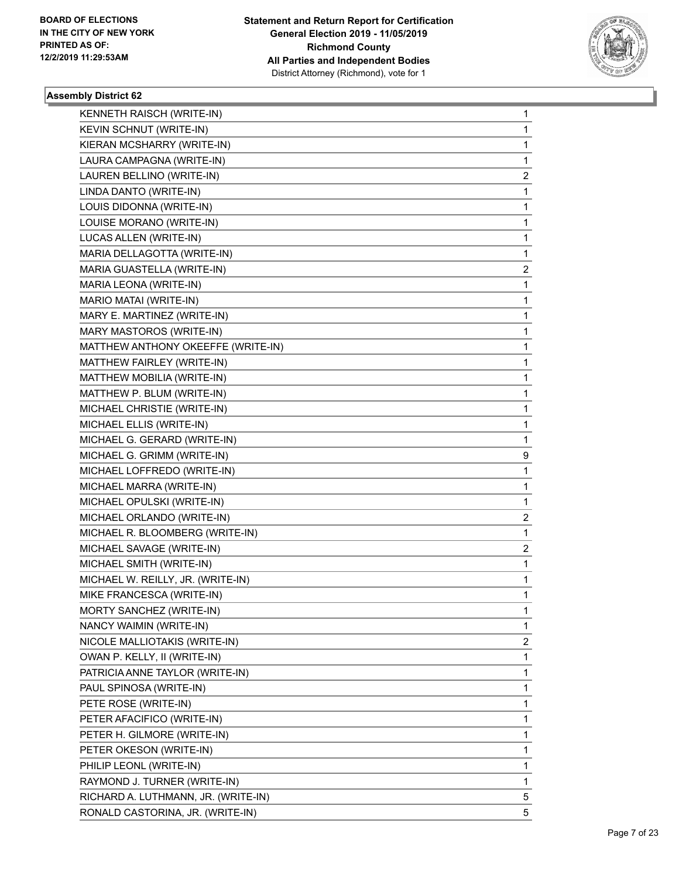**BOARD OF ELECTIONS IN THE CITY OF NEW YORK PRINTED AS OF: 12/2/2019 11:29:53AM**

**Statement and Return Report for Certification General Election 2019 - 11/05/2019 Richmond County All Parties and Independent Bodies**
District Attorney (Richmond), vote for 1

### Assembly District 62

| | |
|---|---|
| KENNETH RAISCH (WRITE-IN) | 1 |
| KEVIN SCHNUT (WRITE-IN) | 1 |
| KIERAN MCSHARRY (WRITE-IN) | 1 |
| LAURA CAMPAGNA (WRITE-IN) | 1 |
| LAUREN BELLINO (WRITE-IN) | 2 |
| LINDA DANTO (WRITE-IN) | 1 |
| LOUIS DIDONNA (WRITE-IN) | 1 |
| LOUISE MORANO (WRITE-IN) | 1 |
| LUCAS ALLEN (WRITE-IN) | 1 |
| MARIA DELLAGOTTA (WRITE-IN) | 1 |
| MARIA GUASTELLA (WRITE-IN) | 2 |
| MARIA LEONA (WRITE-IN) | 1 |
| MARIO MATAI (WRITE-IN) | 1 |
| MARY E. MARTINEZ (WRITE-IN) | 1 |
| MARY MASTOROS (WRITE-IN) | 1 |
| MATTHEW ANTHONY OKEEFFE (WRITE-IN) | 1 |
| MATTHEW FAIRLEY (WRITE-IN) | 1 |
| MATTHEW MOBILIA (WRITE-IN) | 1 |
| MATTHEW P. BLUM (WRITE-IN) | 1 |
| MICHAEL CHRISTIE (WRITE-IN) | 1 |
| MICHAEL ELLIS (WRITE-IN) | 1 |
| MICHAEL G. GERARD (WRITE-IN) | 1 |
| MICHAEL G. GRIMM (WRITE-IN) | 9 |
| MICHAEL LOFFREDO (WRITE-IN) | 1 |
| MICHAEL MARRA (WRITE-IN) | 1 |
| MICHAEL OPULSKI (WRITE-IN) | 1 |
| MICHAEL ORLANDO (WRITE-IN) | 2 |
| MICHAEL R. BLOOMBERG (WRITE-IN) | 1 |
| MICHAEL SAVAGE (WRITE-IN) | 2 |
| MICHAEL SMITH (WRITE-IN) | 1 |
| MICHAEL W. REILLY, JR. (WRITE-IN) | 1 |
| MIKE FRANCESCA (WRITE-IN) | 1 |
| MORTY SANCHEZ (WRITE-IN) | 1 |
| NANCY WAIMIN (WRITE-IN) | 1 |
| NICOLE MALLIOTAKIS (WRITE-IN) | 2 |
| OWAN P. KELLY, II (WRITE-IN) | 1 |
| PATRICIA ANNE TAYLOR (WRITE-IN) | 1 |
| PAUL SPINOSA (WRITE-IN) | 1 |
| PETE ROSE (WRITE-IN) | 1 |
| PETER AFACIFICO (WRITE-IN) | 1 |
| PETER H. GILMORE (WRITE-IN) | 1 |
| PETER OKESON (WRITE-IN) | 1 |
| PHILIP LEONL (WRITE-IN) | 1 |
| RAYMOND J. TURNER (WRITE-IN) | 1 |
| RICHARD A. LUTHMANN, JR. (WRITE-IN) | 5 |
| RONALD CASTORINA, JR. (WRITE-IN) | 5 |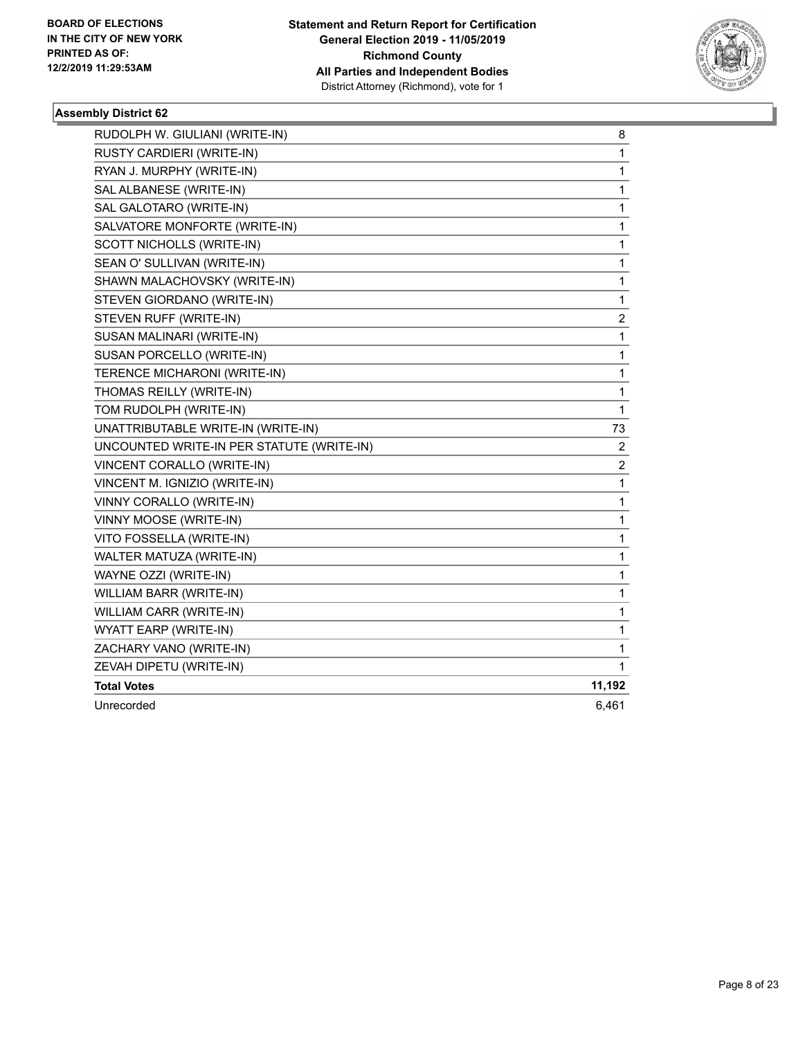BOARD OF ELECTIONS
IN THE CITY OF NEW YORK
PRINTED AS OF:
12/2/2019 11:29:53AM

**Statement and Return Report for Certification**
**General Election 2019 - 11/05/2019**
**Richmond County**
**All Parties and Independent Bodies**
District Attorney (Richmond), vote for 1

### Assembly District 62

| | |
|---|---|
| RUDOLPH W. GIULIANI (WRITE-IN) | 8 |
| RUSTY CARDIERI (WRITE-IN) | 1 |
| RYAN J. MURPHY (WRITE-IN) | 1 |
| SAL ALBANESE (WRITE-IN) | 1 |
| SAL GALOTARO (WRITE-IN) | 1 |
| SALVATORE MONFORTE (WRITE-IN) | 1 |
| SCOTT NICHOLLS (WRITE-IN) | 1 |
| SEAN O' SULLIVAN (WRITE-IN) | 1 |
| SHAWN MALACHOVSKY (WRITE-IN) | 1 |
| STEVEN GIORDANO (WRITE-IN) | 1 |
| STEVEN RUFF (WRITE-IN) | 2 |
| SUSAN MALINARI (WRITE-IN) | 1 |
| SUSAN PORCELLO (WRITE-IN) | 1 |
| TERENCE MICHARONI (WRITE-IN) | 1 |
| THOMAS REILLY (WRITE-IN) | 1 |
| TOM RUDOLPH (WRITE-IN) | 1 |
| UNATTRIBUTABLE WRITE-IN (WRITE-IN) | 73 |
| UNCOUNTED WRITE-IN PER STATUTE (WRITE-IN) | 2 |
| VINCENT CORALLO (WRITE-IN) | 2 |
| VINCENT M. IGNIZIO (WRITE-IN) | 1 |
| VINNY CORALLO (WRITE-IN) | 1 |
| VINNY MOOSE (WRITE-IN) | 1 |
| VITO FOSSELLA (WRITE-IN) | 1 |
| WALTER MATUZA (WRITE-IN) | 1 |
| WAYNE OZZI (WRITE-IN) | 1 |
| WILLIAM BARR (WRITE-IN) | 1 |
| WILLIAM CARR (WRITE-IN) | 1 |
| WYATT EARP (WRITE-IN) | 1 |
| ZACHARY VANO (WRITE-IN) | 1 |
| ZEVAH DIPETU (WRITE-IN) | 1 |
| **Total Votes** | **11,192** |
| Unrecorded | 6,461 |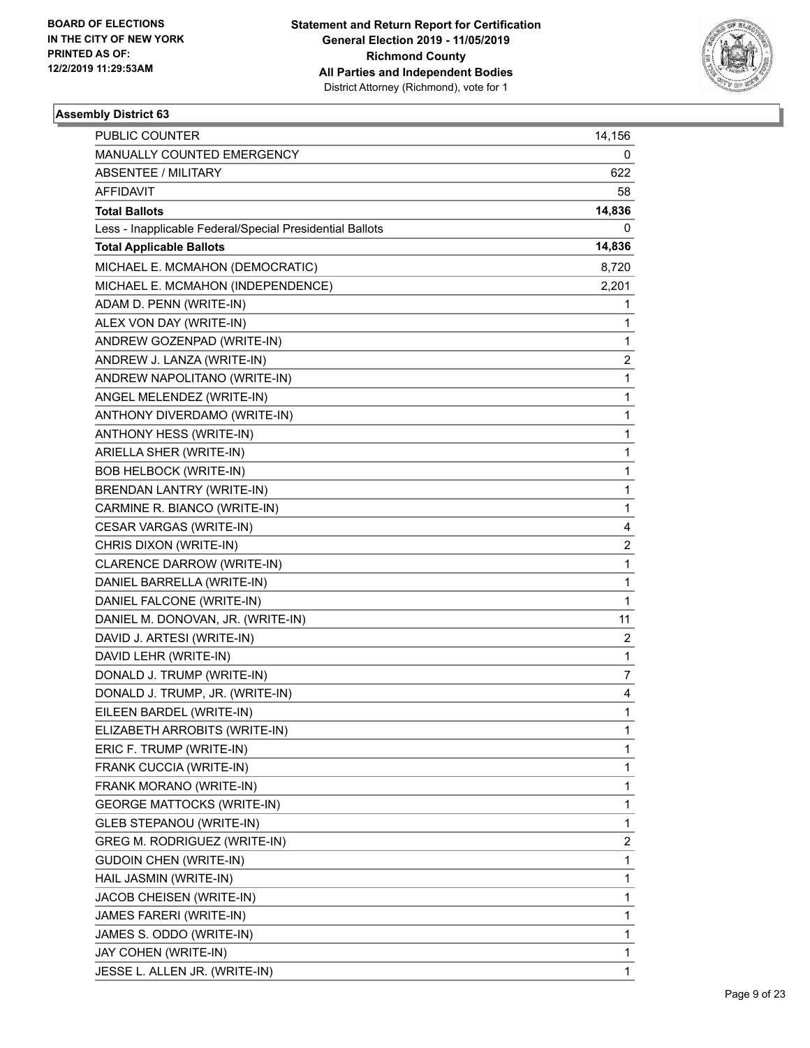BOARD OF ELECTIONS
IN THE CITY OF NEW YORK
PRINTED AS OF:
12/2/2019 11:29:53AM

**Statement and Return Report for Certification**
**General Election 2019 - 11/05/2019**
**Richmond County**
**All Parties and Independent Bodies**
District Attorney (Richmond), vote for 1

## Assembly District 63

| | |
|---|---|
| PUBLIC COUNTER | 14,156 |
| MANUALLY COUNTED EMERGENCY | 0 |
| ABSENTEE / MILITARY | 622 |
| AFFIDAVIT | 58 |
| **Total Ballots** | **14,836** |
| Less - Inapplicable Federal/Special Presidential Ballots | 0 |
| **Total Applicable Ballots** | **14,836** |
| MICHAEL E. MCMAHON (DEMOCRATIC) | 8,720 |
| MICHAEL E. MCMAHON (INDEPENDENCE) | 2,201 |
| ADAM D. PENN (WRITE-IN) | 1 |
| ALEX VON DAY (WRITE-IN) | 1 |
| ANDREW GOZENPAD (WRITE-IN) | 1 |
| ANDREW J. LANZA (WRITE-IN) | 2 |
| ANDREW NAPOLITANO (WRITE-IN) | 1 |
| ANGEL MELENDEZ (WRITE-IN) | 1 |
| ANTHONY DIVERDAMO (WRITE-IN) | 1 |
| ANTHONY HESS (WRITE-IN) | 1 |
| ARIELLA SHER (WRITE-IN) | 1 |
| BOB HELBOCK (WRITE-IN) | 1 |
| BRENDAN LANTRY (WRITE-IN) | 1 |
| CARMINE R. BIANCO (WRITE-IN) | 1 |
| CESAR VARGAS (WRITE-IN) | 4 |
| CHRIS DIXON (WRITE-IN) | 2 |
| CLARENCE DARROW (WRITE-IN) | 1 |
| DANIEL BARRELLA (WRITE-IN) | 1 |
| DANIEL FALCONE (WRITE-IN) | 1 |
| DANIEL M. DONOVAN, JR. (WRITE-IN) | 11 |
| DAVID J. ARTESI (WRITE-IN) | 2 |
| DAVID LEHR (WRITE-IN) | 1 |
| DONALD J. TRUMP (WRITE-IN) | 7 |
| DONALD J. TRUMP, JR. (WRITE-IN) | 4 |
| EILEEN BARDEL (WRITE-IN) | 1 |
| ELIZABETH ARROBITS (WRITE-IN) | 1 |
| ERIC F. TRUMP (WRITE-IN) | 1 |
| FRANK CUCCIA (WRITE-IN) | 1 |
| FRANK MORANO (WRITE-IN) | 1 |
| GEORGE MATTOCKS (WRITE-IN) | 1 |
| GLEB STEPANOU (WRITE-IN) | 1 |
| GREG M. RODRIGUEZ (WRITE-IN) | 2 |
| GUDOIN CHEN (WRITE-IN) | 1 |
| HAIL JASMIN (WRITE-IN) | 1 |
| JACOB CHEISEN (WRITE-IN) | 1 |
| JAMES FARERI (WRITE-IN) | 1 |
| JAMES S. ODDO (WRITE-IN) | 1 |
| JAY COHEN (WRITE-IN) | 1 |
| JESSE L. ALLEN JR. (WRITE-IN) | 1 |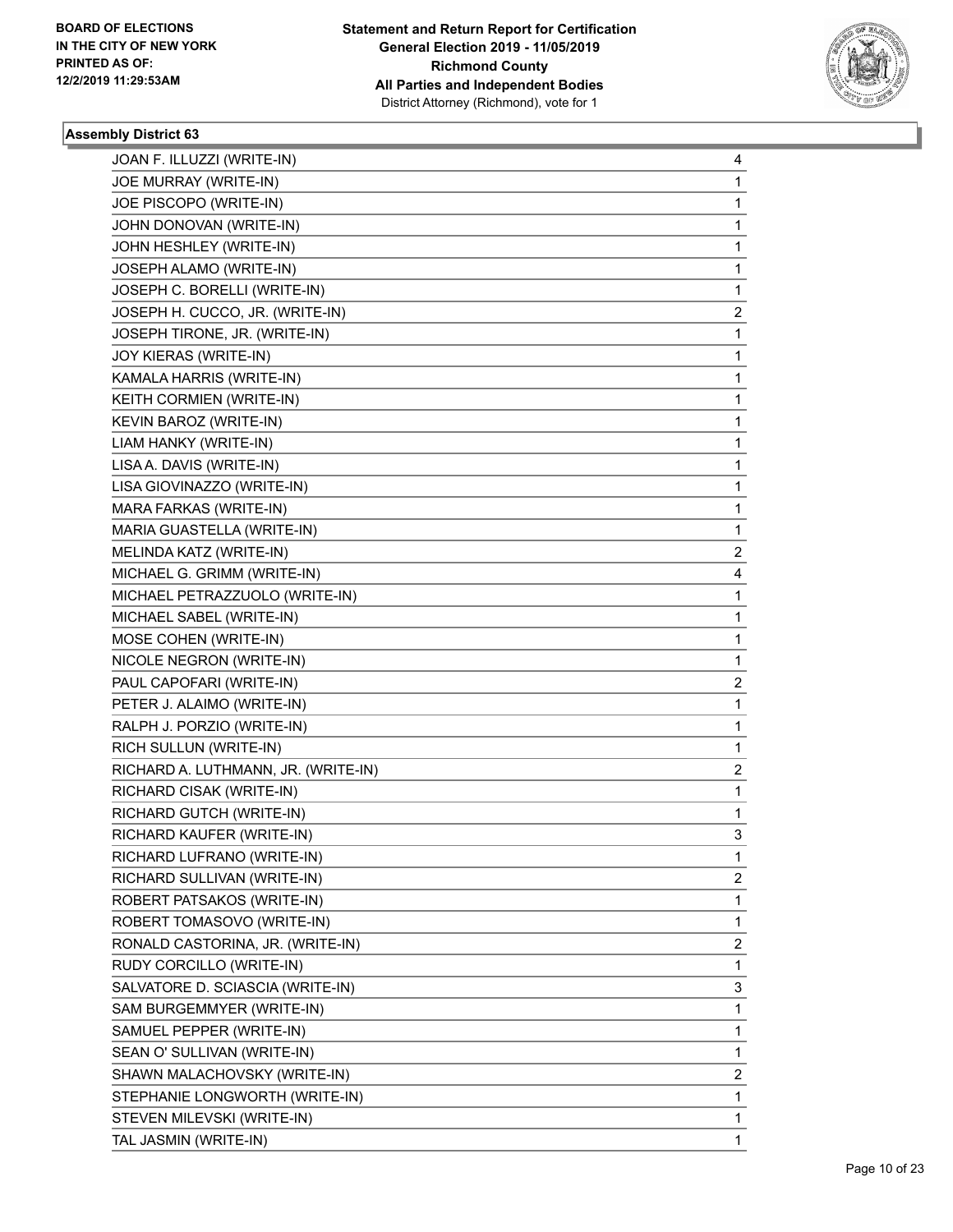## Assembly District 63

| | |
|---|---|
| JOAN F. ILLUZZI (WRITE-IN) | 4 |
| JOE MURRAY (WRITE-IN) | 1 |
| JOE PISCOPO (WRITE-IN) | 1 |
| JOHN DONOVAN (WRITE-IN) | 1 |
| JOHN HESHLEY (WRITE-IN) | 1 |
| JOSEPH ALAMO (WRITE-IN) | 1 |
| JOSEPH C. BORELLI (WRITE-IN) | 1 |
| JOSEPH H. CUCCO, JR. (WRITE-IN) | 2 |
| JOSEPH TIRONE, JR. (WRITE-IN) | 1 |
| JOY KIERAS (WRITE-IN) | 1 |
| KAMALA HARRIS (WRITE-IN) | 1 |
| KEITH CORMIEN (WRITE-IN) | 1 |
| KEVIN BAROZ (WRITE-IN) | 1 |
| LIAM HANKY (WRITE-IN) | 1 |
| LISA A. DAVIS (WRITE-IN) | 1 |
| LISA GIOVINAZZO (WRITE-IN) | 1 |
| MARA FARKAS (WRITE-IN) | 1 |
| MARIA GUASTELLA (WRITE-IN) | 1 |
| MELINDA KATZ (WRITE-IN) | 2 |
| MICHAEL G. GRIMM (WRITE-IN) | 4 |
| MICHAEL PETRAZZUOLO (WRITE-IN) | 1 |
| MICHAEL SABEL (WRITE-IN) | 1 |
| MOSE COHEN (WRITE-IN) | 1 |
| NICOLE NEGRON (WRITE-IN) | 1 |
| PAUL CAPOFARI (WRITE-IN) | 2 |
| PETER J. ALAIMO (WRITE-IN) | 1 |
| RALPH J. PORZIO (WRITE-IN) | 1 |
| RICH SULLUN (WRITE-IN) | 1 |
| RICHARD A. LUTHMANN, JR. (WRITE-IN) | 2 |
| RICHARD CISAK (WRITE-IN) | 1 |
| RICHARD GUTCH (WRITE-IN) | 1 |
| RICHARD KAUFER (WRITE-IN) | 3 |
| RICHARD LUFRANO (WRITE-IN) | 1 |
| RICHARD SULLIVAN (WRITE-IN) | 2 |
| ROBERT PATSAKOS (WRITE-IN) | 1 |
| ROBERT TOMASOVO (WRITE-IN) | 1 |
| RONALD CASTORINA, JR. (WRITE-IN) | 2 |
| RUDY CORCILLO (WRITE-IN) | 1 |
| SALVATORE D. SCIASCIA (WRITE-IN) | 3 |
| SAM BURGEMMYER (WRITE-IN) | 1 |
| SAMUEL PEPPER (WRITE-IN) | 1 |
| SEAN O' SULLIVAN (WRITE-IN) | 1 |
| SHAWN MALACHOVSKY (WRITE-IN) | 2 |
| STEPHANIE LONGWORTH (WRITE-IN) | 1 |
| STEVEN MILEVSKI (WRITE-IN) | 1 |
| TAL JASMIN (WRITE-IN) | 1 |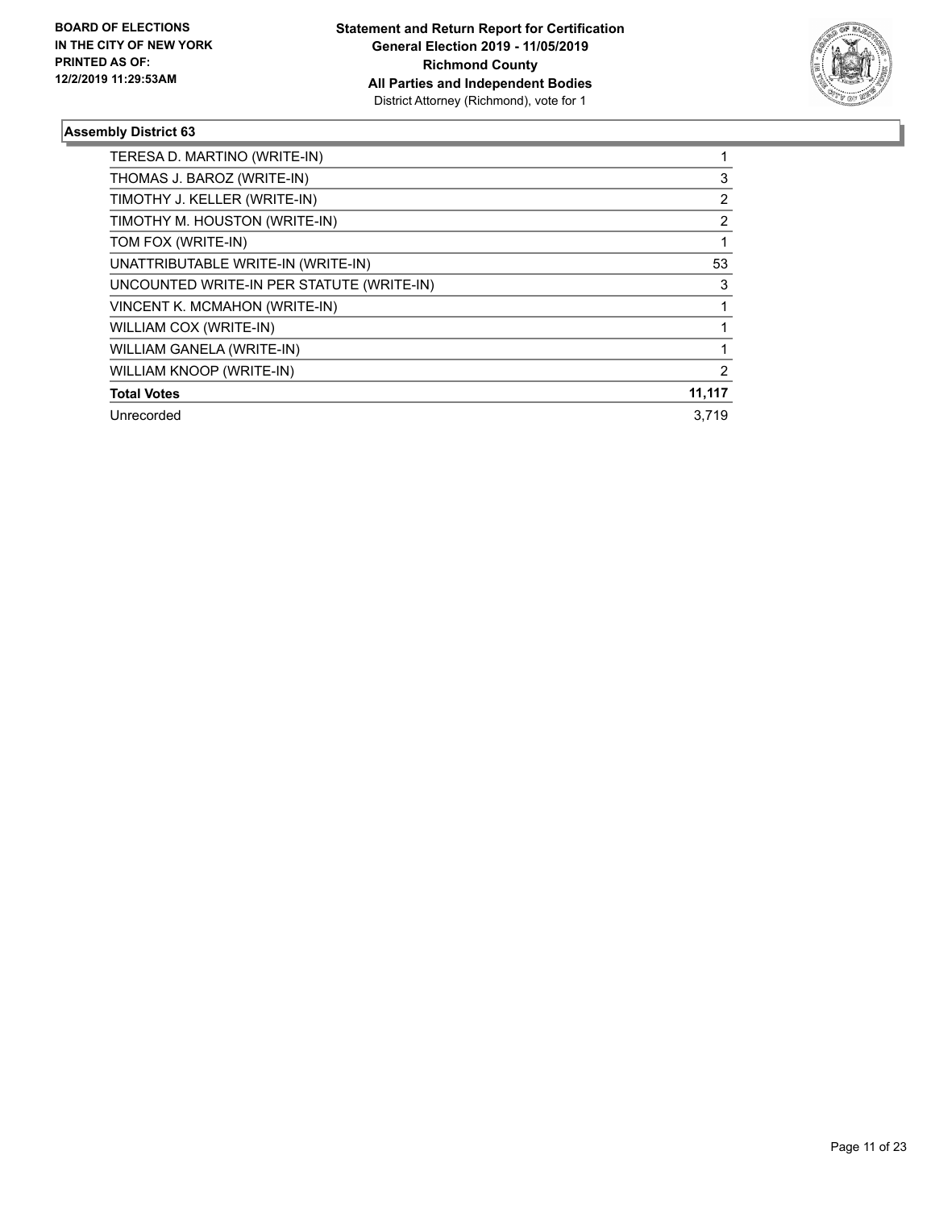**BOARD OF ELECTIONS IN THE CITY OF NEW YORK PRINTED AS OF: 12/2/2019 11:29:53AM**

**Statement and Return Report for Certification General Election 2019 - 11/05/2019 Richmond County All Parties and Independent Bodies**
District Attorney (Richmond), vote for 1

### Assembly District 63

| | |
|---|---|
| TERESA D. MARTINO (WRITE-IN) | 1 |
| THOMAS J. BAROZ (WRITE-IN) | 3 |
| TIMOTHY J. KELLER (WRITE-IN) | 2 |
| TIMOTHY M. HOUSTON (WRITE-IN) | 2 |
| TOM FOX (WRITE-IN) | 1 |
| UNATTRIBUTABLE WRITE-IN (WRITE-IN) | 53 |
| UNCOUNTED WRITE-IN PER STATUTE (WRITE-IN) | 3 |
| VINCENT K. MCMAHON (WRITE-IN) | 1 |
| WILLIAM COX (WRITE-IN) | 1 |
| WILLIAM GANELA (WRITE-IN) | 1 |
| WILLIAM KNOOP (WRITE-IN) | 2 |
| **Total Votes** | **11,117** |
| Unrecorded | 3,719 |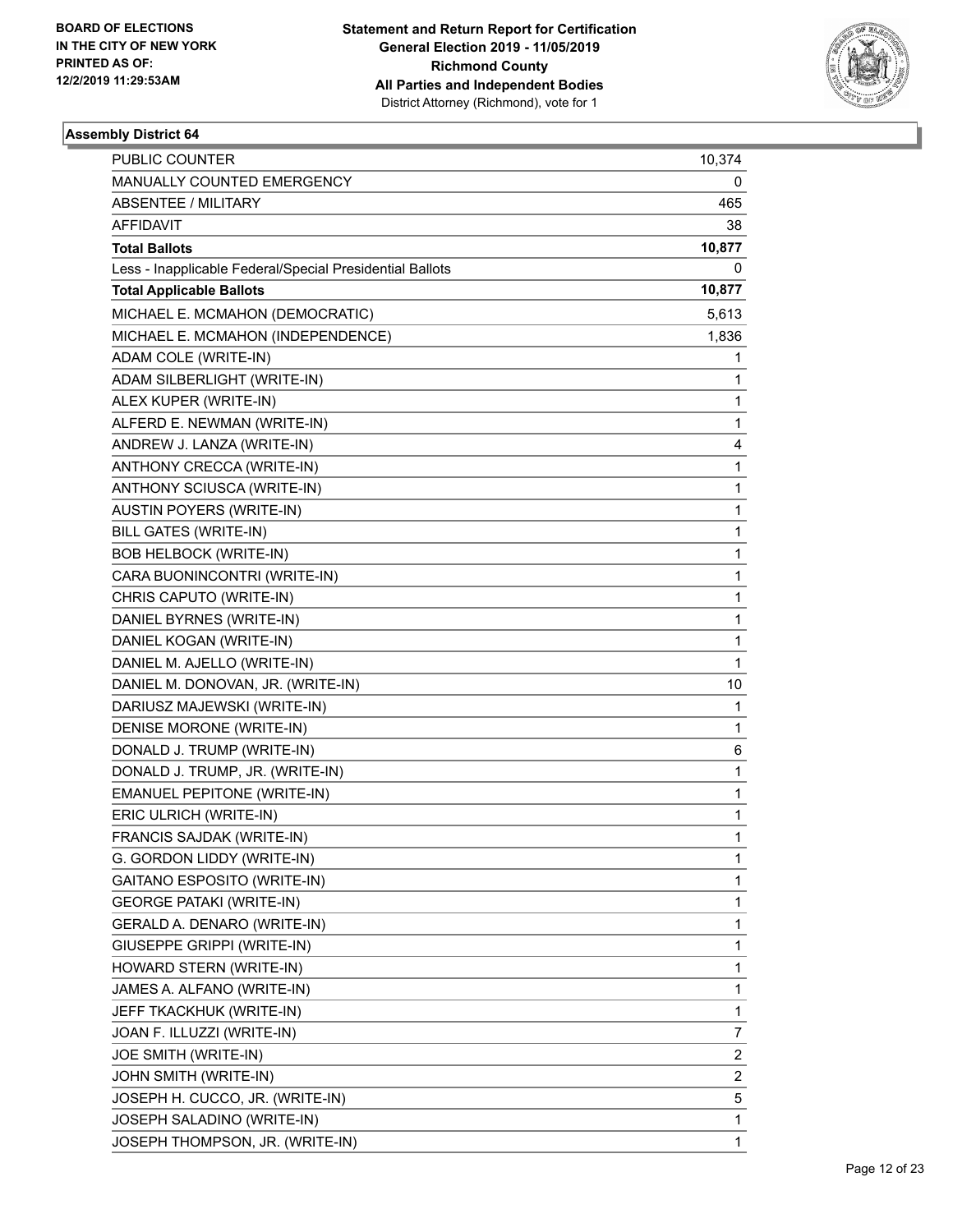BOARD OF ELECTIONS
IN THE CITY OF NEW YORK
PRINTED AS OF:
12/2/2019 11:29:53AM

**Statement and Return Report for Certification**
**General Election 2019 - 11/05/2019**
**Richmond County**
**All Parties and Independent Bodies**
District Attorney (Richmond), vote for 1

### Assembly District 64

| | |
|---|---|
| PUBLIC COUNTER | 10,374 |
| MANUALLY COUNTED EMERGENCY | 0 |
| ABSENTEE / MILITARY | 465 |
| AFFIDAVIT | 38 |
| **Total Ballots** | **10,877** |
| Less - Inapplicable Federal/Special Presidential Ballots | 0 |
| **Total Applicable Ballots** | **10,877** |
| MICHAEL E. MCMAHON (DEMOCRATIC) | 5,613 |
| MICHAEL E. MCMAHON (INDEPENDENCE) | 1,836 |
| ADAM COLE (WRITE-IN) | 1 |
| ADAM SILBERLIGHT (WRITE-IN) | 1 |
| ALEX KUPER (WRITE-IN) | 1 |
| ALFERD E. NEWMAN (WRITE-IN) | 1 |
| ANDREW J. LANZA (WRITE-IN) | 4 |
| ANTHONY CRECCA (WRITE-IN) | 1 |
| ANTHONY SCIUSCA (WRITE-IN) | 1 |
| AUSTIN POYERS (WRITE-IN) | 1 |
| BILL GATES (WRITE-IN) | 1 |
| BOB HELBOCK (WRITE-IN) | 1 |
| CARA BUONINCONTRI (WRITE-IN) | 1 |
| CHRIS CAPUTO (WRITE-IN) | 1 |
| DANIEL BYRNES (WRITE-IN) | 1 |
| DANIEL KOGAN (WRITE-IN) | 1 |
| DANIEL M. AJELLO (WRITE-IN) | 1 |
| DANIEL M. DONOVAN, JR. (WRITE-IN) | 10 |
| DARIUSZ MAJEWSKI (WRITE-IN) | 1 |
| DENISE MORONE (WRITE-IN) | 1 |
| DONALD J. TRUMP (WRITE-IN) | 6 |
| DONALD J. TRUMP, JR. (WRITE-IN) | 1 |
| EMANUEL PEPITONE (WRITE-IN) | 1 |
| ERIC ULRICH (WRITE-IN) | 1 |
| FRANCIS SAJDAK (WRITE-IN) | 1 |
| G. GORDON LIDDY (WRITE-IN) | 1 |
| GAITANO ESPOSITO (WRITE-IN) | 1 |
| GEORGE PATAKI (WRITE-IN) | 1 |
| GERALD A. DENARO (WRITE-IN) | 1 |
| GIUSEPPE GRIPPI (WRITE-IN) | 1 |
| HOWARD STERN (WRITE-IN) | 1 |
| JAMES A. ALFANO (WRITE-IN) | 1 |
| JEFF TKACKHUK (WRITE-IN) | 1 |
| JOAN F. ILLUZZI (WRITE-IN) | 7 |
| JOE SMITH (WRITE-IN) | 2 |
| JOHN SMITH (WRITE-IN) | 2 |
| JOSEPH H. CUCCO, JR. (WRITE-IN) | 5 |
| JOSEPH SALADINO (WRITE-IN) | 1 |
| JOSEPH THOMPSON, JR. (WRITE-IN) | 1 |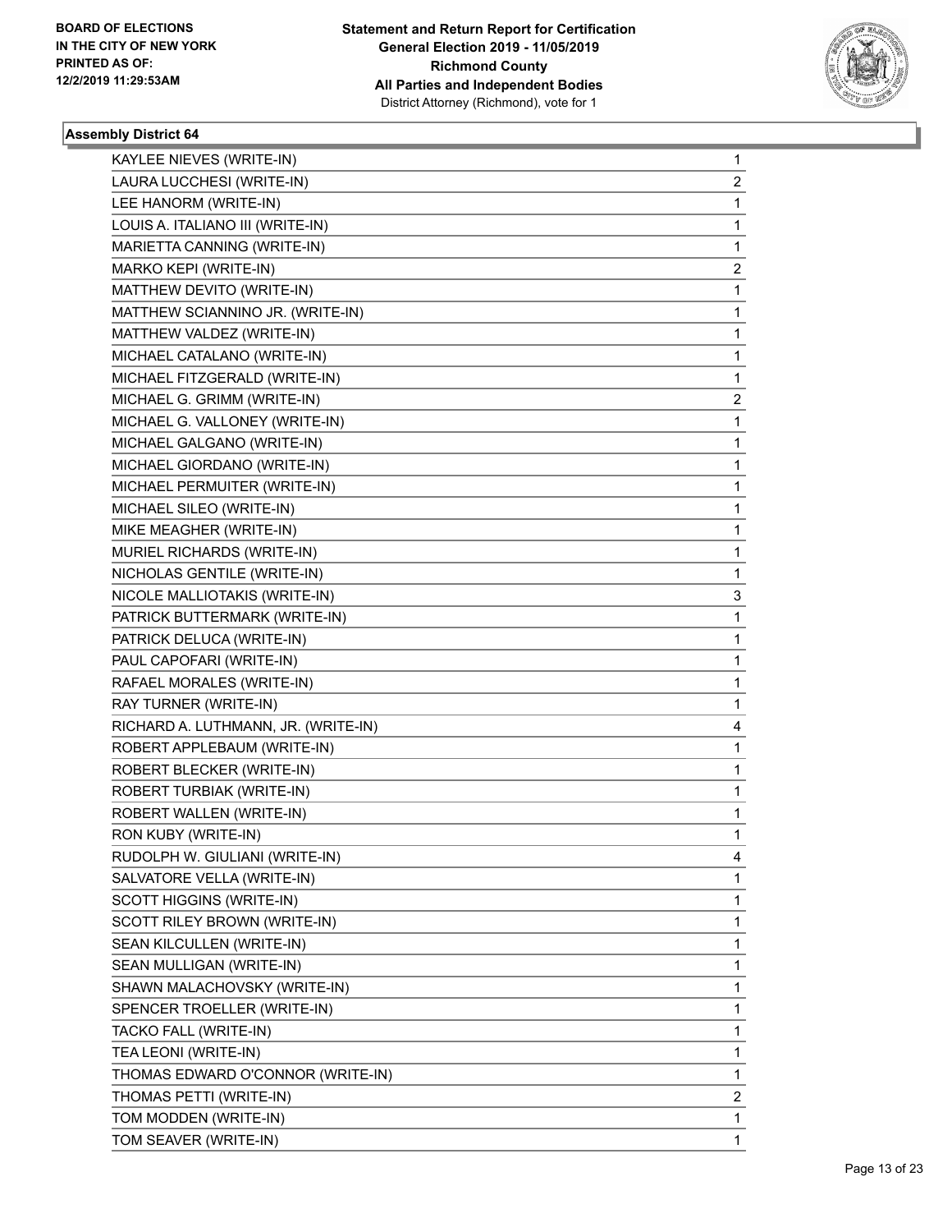**Statement and Return Report for Certification**
**General Election 2019 - 11/05/2019**
**Richmond County**
**All Parties and Independent Bodies**
District Attorney (Richmond), vote for 1

BOARD OF ELECTIONS
IN THE CITY OF NEW YORK
PRINTED AS OF:
12/2/2019 11:29:53AM

### Assembly District 64

| | |
|---|---|
| KAYLEE NIEVES (WRITE-IN) | 1 |
| LAURA LUCCHESI (WRITE-IN) | 2 |
| LEE HANORM (WRITE-IN) | 1 |
| LOUIS A. ITALIANO III (WRITE-IN) | 1 |
| MARIETTA CANNING (WRITE-IN) | 1 |
| MARKO KEPI (WRITE-IN) | 2 |
| MATTHEW DEVITO (WRITE-IN) | 1 |
| MATTHEW SCIANNINO JR. (WRITE-IN) | 1 |
| MATTHEW VALDEZ (WRITE-IN) | 1 |
| MICHAEL CATALANO (WRITE-IN) | 1 |
| MICHAEL FITZGERALD (WRITE-IN) | 1 |
| MICHAEL G. GRIMM (WRITE-IN) | 2 |
| MICHAEL G. VALLONEY (WRITE-IN) | 1 |
| MICHAEL GALGANO (WRITE-IN) | 1 |
| MICHAEL GIORDANO (WRITE-IN) | 1 |
| MICHAEL PERMUITER (WRITE-IN) | 1 |
| MICHAEL SILEO (WRITE-IN) | 1 |
| MIKE MEAGHER (WRITE-IN) | 1 |
| MURIEL RICHARDS (WRITE-IN) | 1 |
| NICHOLAS GENTILE (WRITE-IN) | 1 |
| NICOLE MALLIOTAKIS (WRITE-IN) | 3 |
| PATRICK BUTTERMARK (WRITE-IN) | 1 |
| PATRICK DELUCA (WRITE-IN) | 1 |
| PAUL CAPOFARI (WRITE-IN) | 1 |
| RAFAEL MORALES (WRITE-IN) | 1 |
| RAY TURNER (WRITE-IN) | 1 |
| RICHARD A. LUTHMANN, JR. (WRITE-IN) | 4 |
| ROBERT APPLEBAUM (WRITE-IN) | 1 |
| ROBERT BLECKER (WRITE-IN) | 1 |
| ROBERT TURBIAK (WRITE-IN) | 1 |
| ROBERT WALLEN (WRITE-IN) | 1 |
| RON KUBY (WRITE-IN) | 1 |
| RUDOLPH W. GIULIANI (WRITE-IN) | 4 |
| SALVATORE VELLA (WRITE-IN) | 1 |
| SCOTT HIGGINS (WRITE-IN) | 1 |
| SCOTT RILEY BROWN (WRITE-IN) | 1 |
| SEAN KILCULLEN (WRITE-IN) | 1 |
| SEAN MULLIGAN (WRITE-IN) | 1 |
| SHAWN MALACHOVSKY (WRITE-IN) | 1 |
| SPENCER TROELLER (WRITE-IN) | 1 |
| TACKO FALL (WRITE-IN) | 1 |
| TEA LEONI (WRITE-IN) | 1 |
| THOMAS EDWARD O'CONNOR (WRITE-IN) | 1 |
| THOMAS PETTI (WRITE-IN) | 2 |
| TOM MODDEN (WRITE-IN) | 1 |
| TOM SEAVER (WRITE-IN) | 1 |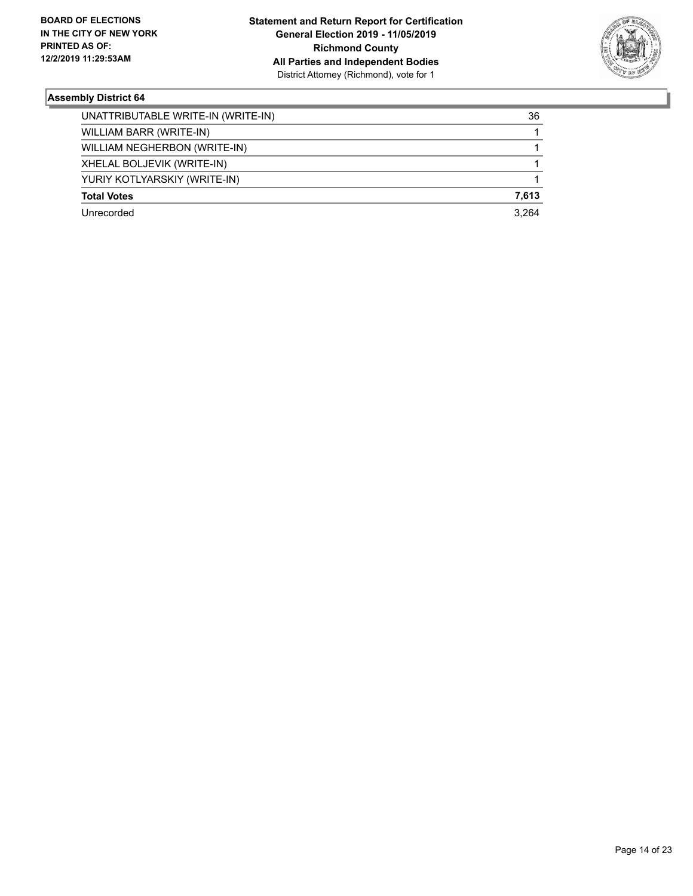**Assembly District 64**

| | |
|---|---|
| UNATTRIBUTABLE WRITE-IN (WRITE-IN) | 36 |
| WILLIAM BARR (WRITE-IN) | 1 |
| WILLIAM NEGHERBON (WRITE-IN) | 1 |
| XHELAL BOLJEVIK (WRITE-IN) | 1 |
| YURIY KOTLYARSKIY (WRITE-IN) | 1 |
| **Total Votes** | **7,613** |
| Unrecorded | 3,264 |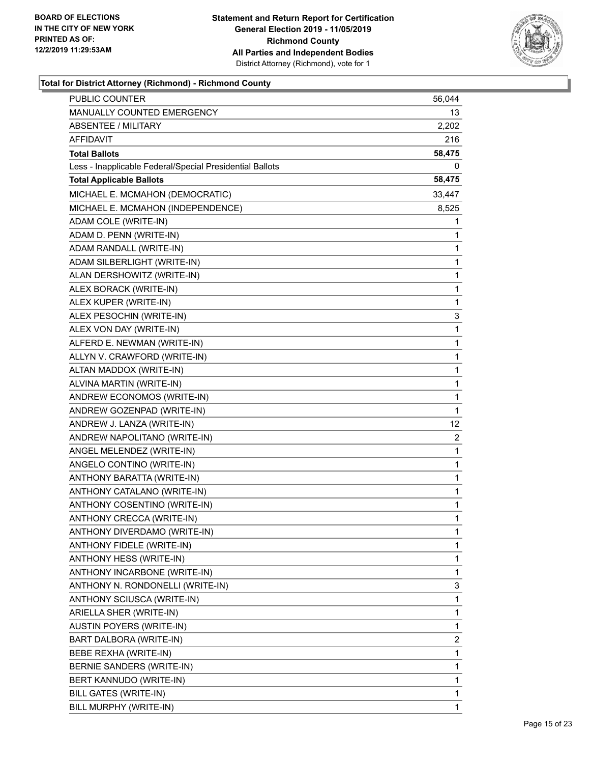**BOARD OF ELECTIONS IN THE CITY OF NEW YORK PRINTED AS OF: 12/2/2019 11:29:53AM**

**Statement and Return Report for Certification General Election 2019 - 11/05/2019 Richmond County All Parties and Independent Bodies**
District Attorney (Richmond), vote for 1

**Total for District Attorney (Richmond) - Richmond County**

| | |
|---|---|
| PUBLIC COUNTER | 56,044 |
| MANUALLY COUNTED EMERGENCY | 13 |
| ABSENTEE / MILITARY | 2,202 |
| AFFIDAVIT | 216 |
| **Total Ballots** | **58,475** |
| Less - Inapplicable Federal/Special Presidential Ballots | 0 |
| **Total Applicable Ballots** | **58,475** |
| MICHAEL E. MCMAHON (DEMOCRATIC) | 33,447 |
| MICHAEL E. MCMAHON (INDEPENDENCE) | 8,525 |
| ADAM COLE (WRITE-IN) | 1 |
| ADAM D. PENN (WRITE-IN) | 1 |
| ADAM RANDALL (WRITE-IN) | 1 |
| ADAM SILBERLIGHT (WRITE-IN) | 1 |
| ALAN DERSHOWITZ (WRITE-IN) | 1 |
| ALEX BORACK (WRITE-IN) | 1 |
| ALEX KUPER (WRITE-IN) | 1 |
| ALEX PESOCHIN (WRITE-IN) | 3 |
| ALEX VON DAY (WRITE-IN) | 1 |
| ALFERD E. NEWMAN (WRITE-IN) | 1 |
| ALLYN V. CRAWFORD (WRITE-IN) | 1 |
| ALTAN MADDOX (WRITE-IN) | 1 |
| ALVINA MARTIN (WRITE-IN) | 1 |
| ANDREW ECONOMOS (WRITE-IN) | 1 |
| ANDREW GOZENPAD (WRITE-IN) | 1 |
| ANDREW J. LANZA (WRITE-IN) | 12 |
| ANDREW NAPOLITANO (WRITE-IN) | 2 |
| ANGEL MELENDEZ (WRITE-IN) | 1 |
| ANGELO CONTINO (WRITE-IN) | 1 |
| ANTHONY BARATTA (WRITE-IN) | 1 |
| ANTHONY CATALANO (WRITE-IN) | 1 |
| ANTHONY COSENTINO (WRITE-IN) | 1 |
| ANTHONY CRECCA (WRITE-IN) | 1 |
| ANTHONY DIVERDAMO (WRITE-IN) | 1 |
| ANTHONY FIDELE (WRITE-IN) | 1 |
| ANTHONY HESS (WRITE-IN) | 1 |
| ANTHONY INCARBONE (WRITE-IN) | 1 |
| ANTHONY N. RONDONELLI (WRITE-IN) | 3 |
| ANTHONY SCIUSCA (WRITE-IN) | 1 |
| ARIELLA SHER (WRITE-IN) | 1 |
| AUSTIN POYERS (WRITE-IN) | 1 |
| BART DALBORA (WRITE-IN) | 2 |
| BEBE REXHA (WRITE-IN) | 1 |
| BERNIE SANDERS (WRITE-IN) | 1 |
| BERT KANNUDO (WRITE-IN) | 1 |
| BILL GATES (WRITE-IN) | 1 |
| BILL MURPHY (WRITE-IN) | 1 |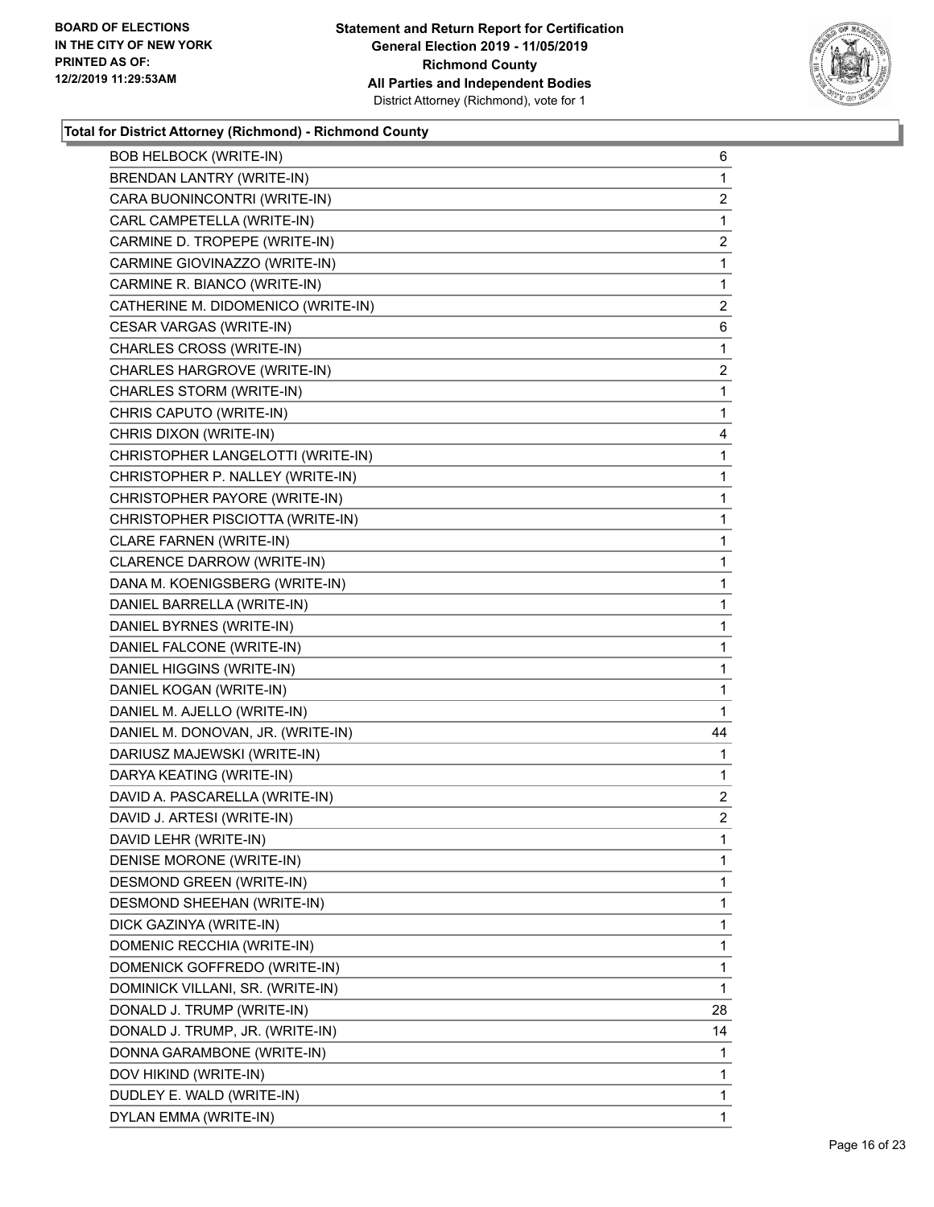### Total for District Attorney (Richmond) - Richmond County

| Candidate | Votes |
|---|---|
| BOB HELBOCK (WRITE-IN) | 6 |
| BRENDAN LANTRY (WRITE-IN) | 1 |
| CARA BUONINCONTRI (WRITE-IN) | 2 |
| CARL CAMPETELLA (WRITE-IN) | 1 |
| CARMINE D. TROPEPE (WRITE-IN) | 2 |
| CARMINE GIOVINAZZO (WRITE-IN) | 1 |
| CARMINE R. BIANCO (WRITE-IN) | 1 |
| CATHERINE M. DIDOMENICO (WRITE-IN) | 2 |
| CESAR VARGAS (WRITE-IN) | 6 |
| CHARLES CROSS (WRITE-IN) | 1 |
| CHARLES HARGROVE (WRITE-IN) | 2 |
| CHARLES STORM (WRITE-IN) | 1 |
| CHRIS CAPUTO (WRITE-IN) | 1 |
| CHRIS DIXON (WRITE-IN) | 4 |
| CHRISTOPHER LANGELOTTI (WRITE-IN) | 1 |
| CHRISTOPHER P. NALLEY (WRITE-IN) | 1 |
| CHRISTOPHER PAYORE (WRITE-IN) | 1 |
| CHRISTOPHER PISCIOTTA (WRITE-IN) | 1 |
| CLARE FARNEN (WRITE-IN) | 1 |
| CLARENCE DARROW (WRITE-IN) | 1 |
| DANA M. KOENIGSBERG (WRITE-IN) | 1 |
| DANIEL BARRELLA (WRITE-IN) | 1 |
| DANIEL BYRNES (WRITE-IN) | 1 |
| DANIEL FALCONE (WRITE-IN) | 1 |
| DANIEL HIGGINS (WRITE-IN) | 1 |
| DANIEL KOGAN (WRITE-IN) | 1 |
| DANIEL M. AJELLO (WRITE-IN) | 1 |
| DANIEL M. DONOVAN, JR. (WRITE-IN) | 44 |
| DARIUSZ MAJEWSKI (WRITE-IN) | 1 |
| DARYA KEATING (WRITE-IN) | 1 |
| DAVID A. PASCARELLA (WRITE-IN) | 2 |
| DAVID J. ARTESI (WRITE-IN) | 2 |
| DAVID LEHR (WRITE-IN) | 1 |
| DENISE MORONE (WRITE-IN) | 1 |
| DESMOND GREEN (WRITE-IN) | 1 |
| DESMOND SHEEHAN (WRITE-IN) | 1 |
| DICK GAZINYA (WRITE-IN) | 1 |
| DOMENIC RECCHIA (WRITE-IN) | 1 |
| DOMENICK GOFFREDO (WRITE-IN) | 1 |
| DOMINICK VILLANI, SR. (WRITE-IN) | 1 |
| DONALD J. TRUMP (WRITE-IN) | 28 |
| DONALD J. TRUMP, JR. (WRITE-IN) | 14 |
| DONNA GARAMBONE (WRITE-IN) | 1 |
| DOV HIKIND (WRITE-IN) | 1 |
| DUDLEY E. WALD (WRITE-IN) | 1 |
| DYLAN EMMA (WRITE-IN) | 1 |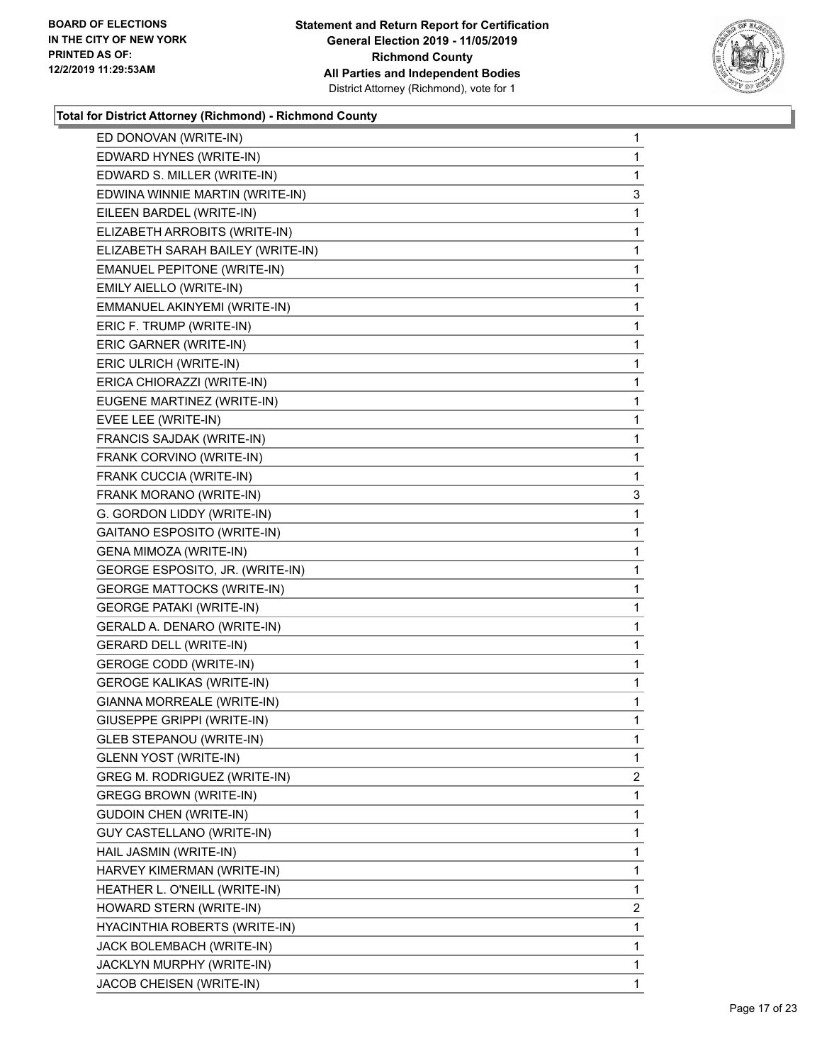BOARD OF ELECTIONS
IN THE CITY OF NEW YORK
PRINTED AS OF:
12/2/2019 11:29:53AM

**Statement and Return Report for Certification**
**General Election 2019 - 11/05/2019**
**Richmond County**
**All Parties and Independent Bodies**
District Attorney (Richmond), vote for 1

### Total for District Attorney (Richmond) - Richmond County

| | |
|---|---|
| ED DONOVAN (WRITE-IN) | 1 |
| EDWARD HYNES (WRITE-IN) | 1 |
| EDWARD S. MILLER (WRITE-IN) | 1 |
| EDWINA WINNIE MARTIN (WRITE-IN) | 3 |
| EILEEN BARDEL (WRITE-IN) | 1 |
| ELIZABETH ARROBITS (WRITE-IN) | 1 |
| ELIZABETH SARAH BAILEY (WRITE-IN) | 1 |
| EMANUEL PEPITONE (WRITE-IN) | 1 |
| EMILY AIELLO (WRITE-IN) | 1 |
| EMMANUEL AKINYEMI (WRITE-IN) | 1 |
| ERIC F. TRUMP (WRITE-IN) | 1 |
| ERIC GARNER (WRITE-IN) | 1 |
| ERIC ULRICH (WRITE-IN) | 1 |
| ERICA CHIORAZZI (WRITE-IN) | 1 |
| EUGENE MARTINEZ (WRITE-IN) | 1 |
| EVEE LEE (WRITE-IN) | 1 |
| FRANCIS SAJDAK (WRITE-IN) | 1 |
| FRANK CORVINO (WRITE-IN) | 1 |
| FRANK CUCCIA (WRITE-IN) | 1 |
| FRANK MORANO (WRITE-IN) | 3 |
| G. GORDON LIDDY (WRITE-IN) | 1 |
| GAITANO ESPOSITO (WRITE-IN) | 1 |
| GENA MIMOZA (WRITE-IN) | 1 |
| GEORGE ESPOSITO, JR. (WRITE-IN) | 1 |
| GEORGE MATTOCKS (WRITE-IN) | 1 |
| GEORGE PATAKI (WRITE-IN) | 1 |
| GERALD A. DENARO (WRITE-IN) | 1 |
| GERARD DELL (WRITE-IN) | 1 |
| GEROGE CODD (WRITE-IN) | 1 |
| GEROGE KALIKAS (WRITE-IN) | 1 |
| GIANNA MORREALE (WRITE-IN) | 1 |
| GIUSEPPE GRIPPI (WRITE-IN) | 1 |
| GLEB STEPANOU (WRITE-IN) | 1 |
| GLENN YOST (WRITE-IN) | 1 |
| GREG M. RODRIGUEZ (WRITE-IN) | 2 |
| GREGG BROWN (WRITE-IN) | 1 |
| GUDOIN CHEN (WRITE-IN) | 1 |
| GUY CASTELLANO (WRITE-IN) | 1 |
| HAIL JASMIN (WRITE-IN) | 1 |
| HARVEY KIMERMAN (WRITE-IN) | 1 |
| HEATHER L. O'NEILL (WRITE-IN) | 1 |
| HOWARD STERN (WRITE-IN) | 2 |
| HYACINTHIA ROBERTS (WRITE-IN) | 1 |
| JACK BOLEMBACH (WRITE-IN) | 1 |
| JACKLYN MURPHY (WRITE-IN) | 1 |
| JACOB CHEISEN (WRITE-IN) | 1 |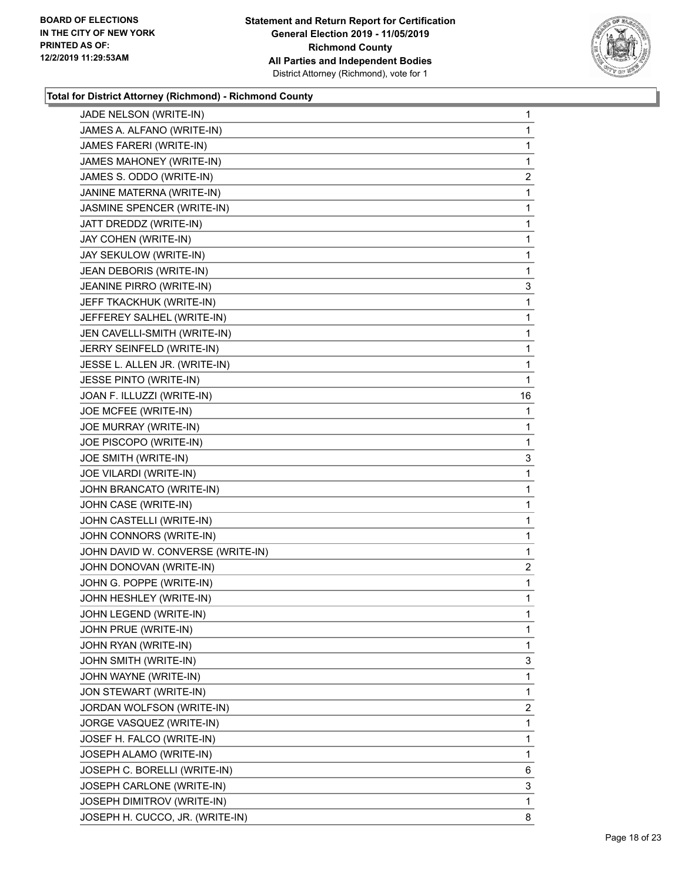**Total for District Attorney (Richmond) - Richmond County**

| Candidate | Votes |
|---|---|
| JADE NELSON (WRITE-IN) | 1 |
| JAMES A. ALFANO (WRITE-IN) | 1 |
| JAMES FARERI (WRITE-IN) | 1 |
| JAMES MAHONEY (WRITE-IN) | 1 |
| JAMES S. ODDO (WRITE-IN) | 2 |
| JANINE MATERNA (WRITE-IN) | 1 |
| JASMINE SPENCER (WRITE-IN) | 1 |
| JATT DREDDZ (WRITE-IN) | 1 |
| JAY COHEN (WRITE-IN) | 1 |
| JAY SEKULOW (WRITE-IN) | 1 |
| JEAN DEBORIS (WRITE-IN) | 1 |
| JEANINE PIRRO (WRITE-IN) | 3 |
| JEFF TKACKHUK (WRITE-IN) | 1 |
| JEFFEREY SALHEL (WRITE-IN) | 1 |
| JEN CAVELLI-SMITH (WRITE-IN) | 1 |
| JERRY SEINFELD (WRITE-IN) | 1 |
| JESSE L. ALLEN JR. (WRITE-IN) | 1 |
| JESSE PINTO (WRITE-IN) | 1 |
| JOAN F. ILLUZZI (WRITE-IN) | 16 |
| JOE MCFEE (WRITE-IN) | 1 |
| JOE MURRAY (WRITE-IN) | 1 |
| JOE PISCOPO (WRITE-IN) | 1 |
| JOE SMITH (WRITE-IN) | 3 |
| JOE VILARDI (WRITE-IN) | 1 |
| JOHN BRANCATO (WRITE-IN) | 1 |
| JOHN CASE (WRITE-IN) | 1 |
| JOHN CASTELLI (WRITE-IN) | 1 |
| JOHN CONNORS (WRITE-IN) | 1 |
| JOHN DAVID W. CONVERSE (WRITE-IN) | 1 |
| JOHN DONOVAN (WRITE-IN) | 2 |
| JOHN G. POPPE (WRITE-IN) | 1 |
| JOHN HESHLEY (WRITE-IN) | 1 |
| JOHN LEGEND (WRITE-IN) | 1 |
| JOHN PRUE (WRITE-IN) | 1 |
| JOHN RYAN (WRITE-IN) | 1 |
| JOHN SMITH (WRITE-IN) | 3 |
| JOHN WAYNE (WRITE-IN) | 1 |
| JON STEWART (WRITE-IN) | 1 |
| JORDAN WOLFSON (WRITE-IN) | 2 |
| JORGE VASQUEZ (WRITE-IN) | 1 |
| JOSEF H. FALCO (WRITE-IN) | 1 |
| JOSEPH ALAMO (WRITE-IN) | 1 |
| JOSEPH C. BORELLI (WRITE-IN) | 6 |
| JOSEPH CARLONE (WRITE-IN) | 3 |
| JOSEPH DIMITROV (WRITE-IN) | 1 |
| JOSEPH H. CUCCO, JR. (WRITE-IN) | 8 |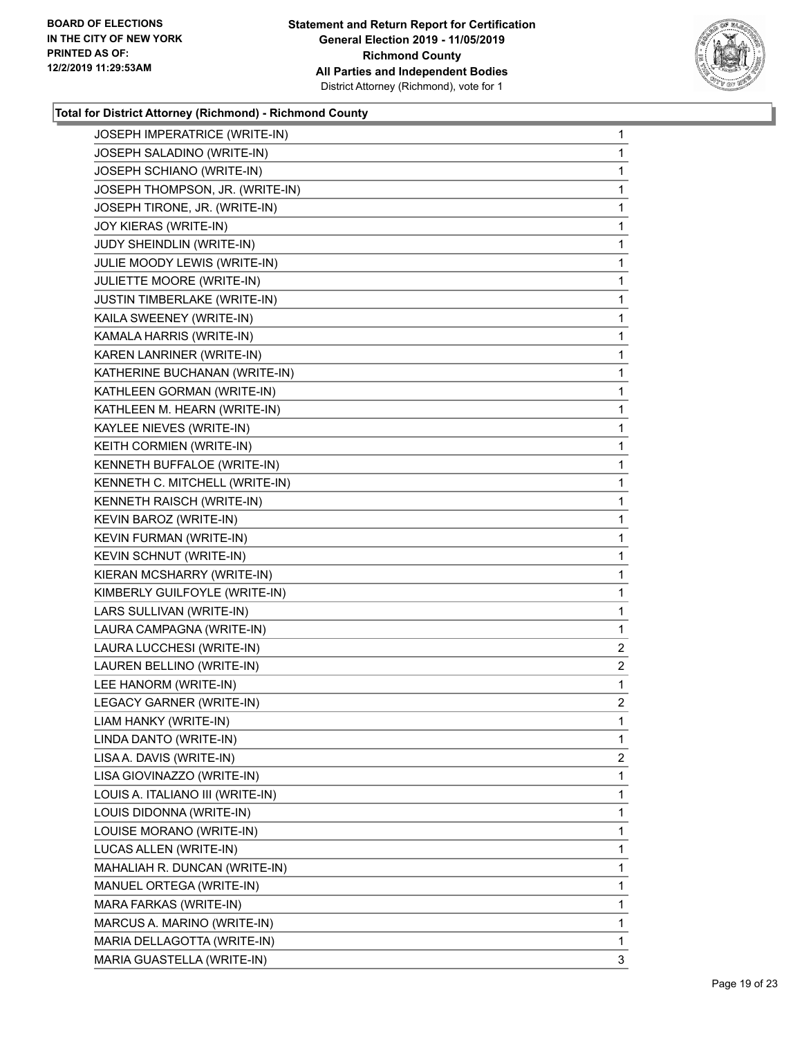**Total for District Attorney (Richmond) - Richmond County**

| Candidate | Votes |
|---|---|
| JOSEPH IMPERATRICE (WRITE-IN) | 1 |
| JOSEPH SALADINO (WRITE-IN) | 1 |
| JOSEPH SCHIANO (WRITE-IN) | 1 |
| JOSEPH THOMPSON, JR. (WRITE-IN) | 1 |
| JOSEPH TIRONE, JR. (WRITE-IN) | 1 |
| JOY KIERAS (WRITE-IN) | 1 |
| JUDY SHEINDLIN (WRITE-IN) | 1 |
| JULIE MOODY LEWIS (WRITE-IN) | 1 |
| JULIETTE MOORE (WRITE-IN) | 1 |
| JUSTIN TIMBERLAKE (WRITE-IN) | 1 |
| KAILA SWEENEY (WRITE-IN) | 1 |
| KAMALA HARRIS (WRITE-IN) | 1 |
| KAREN LANRINER (WRITE-IN) | 1 |
| KATHERINE BUCHANAN (WRITE-IN) | 1 |
| KATHLEEN GORMAN (WRITE-IN) | 1 |
| KATHLEEN M. HEARN (WRITE-IN) | 1 |
| KAYLEE NIEVES (WRITE-IN) | 1 |
| KEITH CORMIEN (WRITE-IN) | 1 |
| KENNETH BUFFALOE (WRITE-IN) | 1 |
| KENNETH C. MITCHELL (WRITE-IN) | 1 |
| KENNETH RAISCH (WRITE-IN) | 1 |
| KEVIN BAROZ (WRITE-IN) | 1 |
| KEVIN FURMAN (WRITE-IN) | 1 |
| KEVIN SCHNUT (WRITE-IN) | 1 |
| KIERAN MCSHARRY (WRITE-IN) | 1 |
| KIMBERLY GUILFOYLE (WRITE-IN) | 1 |
| LARS SULLIVAN (WRITE-IN) | 1 |
| LAURA CAMPAGNA (WRITE-IN) | 1 |
| LAURA LUCCHESI (WRITE-IN) | 2 |
| LAUREN BELLINO (WRITE-IN) | 2 |
| LEE HANORM (WRITE-IN) | 1 |
| LEGACY GARNER (WRITE-IN) | 2 |
| LIAM HANKY (WRITE-IN) | 1 |
| LINDA DANTO (WRITE-IN) | 1 |
| LISA A. DAVIS (WRITE-IN) | 2 |
| LISA GIOVINAZZO (WRITE-IN) | 1 |
| LOUIS A. ITALIANO III (WRITE-IN) | 1 |
| LOUIS DIDONNA (WRITE-IN) | 1 |
| LOUISE MORANO (WRITE-IN) | 1 |
| LUCAS ALLEN (WRITE-IN) | 1 |
| MAHALIAH R. DUNCAN (WRITE-IN) | 1 |
| MANUEL ORTEGA (WRITE-IN) | 1 |
| MARA FARKAS (WRITE-IN) | 1 |
| MARCUS A. MARINO (WRITE-IN) | 1 |
| MARIA DELLAGOTTA (WRITE-IN) | 1 |
| MARIA GUASTELLA (WRITE-IN) | 3 |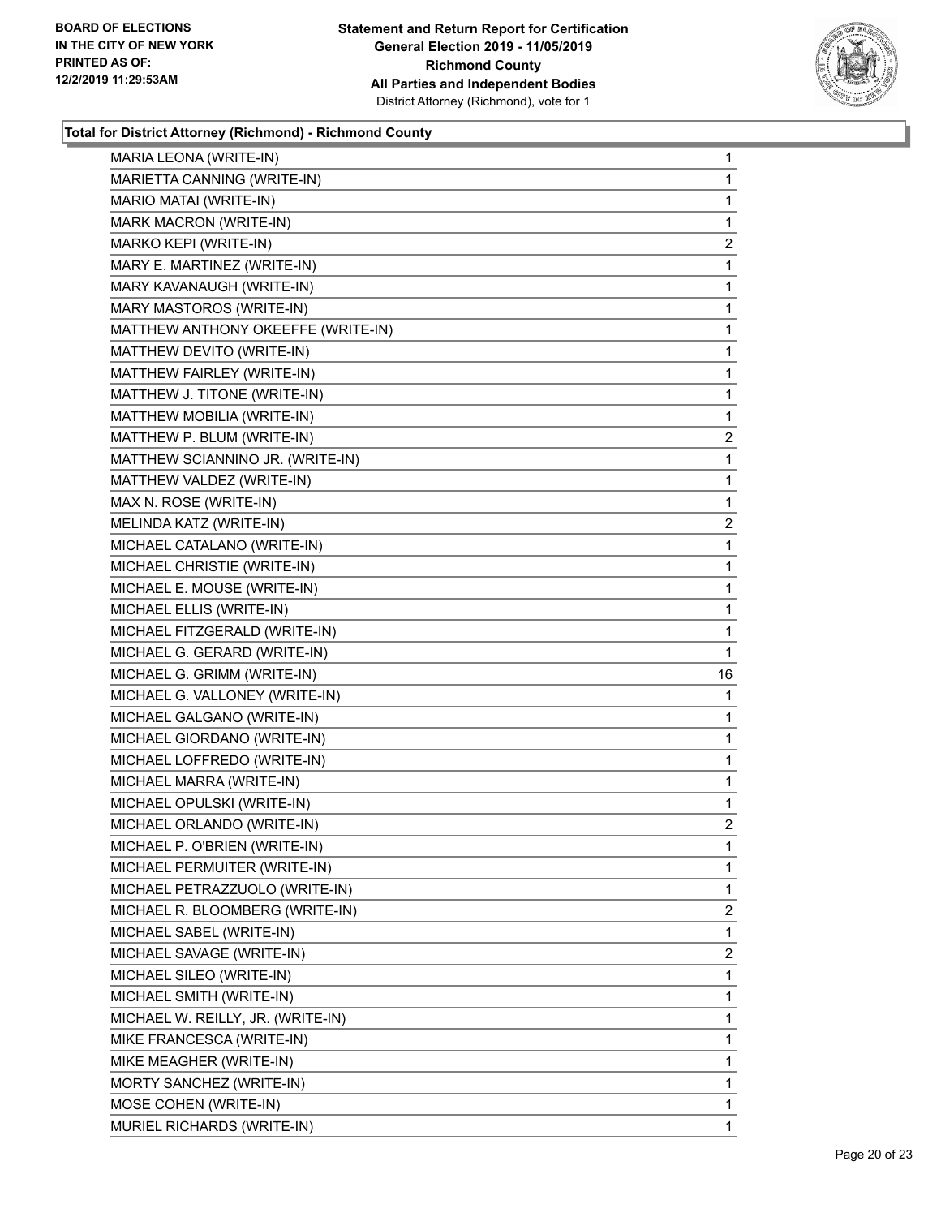### Total for District Attorney (Richmond) - Richmond County

| | |
|---|---|
| MARIA LEONA (WRITE-IN) | 1 |
| MARIETTA CANNING (WRITE-IN) | 1 |
| MARIO MATAI (WRITE-IN) | 1 |
| MARK MACRON (WRITE-IN) | 1 |
| MARKO KEPI (WRITE-IN) | 2 |
| MARY E. MARTINEZ (WRITE-IN) | 1 |
| MARY KAVANAUGH (WRITE-IN) | 1 |
| MARY MASTOROS (WRITE-IN) | 1 |
| MATTHEW ANTHONY OKEEFFE (WRITE-IN) | 1 |
| MATTHEW DEVITO (WRITE-IN) | 1 |
| MATTHEW FAIRLEY (WRITE-IN) | 1 |
| MATTHEW J. TITONE (WRITE-IN) | 1 |
| MATTHEW MOBILIA (WRITE-IN) | 1 |
| MATTHEW P. BLUM (WRITE-IN) | 2 |
| MATTHEW SCIANNINO JR. (WRITE-IN) | 1 |
| MATTHEW VALDEZ (WRITE-IN) | 1 |
| MAX N. ROSE (WRITE-IN) | 1 |
| MELINDA KATZ (WRITE-IN) | 2 |
| MICHAEL CATALANO (WRITE-IN) | 1 |
| MICHAEL CHRISTIE (WRITE-IN) | 1 |
| MICHAEL E. MOUSE (WRITE-IN) | 1 |
| MICHAEL ELLIS (WRITE-IN) | 1 |
| MICHAEL FITZGERALD (WRITE-IN) | 1 |
| MICHAEL G. GERARD (WRITE-IN) | 1 |
| MICHAEL G. GRIMM (WRITE-IN) | 16 |
| MICHAEL G. VALLONEY (WRITE-IN) | 1 |
| MICHAEL GALGANO (WRITE-IN) | 1 |
| MICHAEL GIORDANO (WRITE-IN) | 1 |
| MICHAEL LOFFREDO (WRITE-IN) | 1 |
| MICHAEL MARRA (WRITE-IN) | 1 |
| MICHAEL OPULSKI (WRITE-IN) | 1 |
| MICHAEL ORLANDO (WRITE-IN) | 2 |
| MICHAEL P. O'BRIEN (WRITE-IN) | 1 |
| MICHAEL PERMUITER (WRITE-IN) | 1 |
| MICHAEL PETRAZZUOLO (WRITE-IN) | 1 |
| MICHAEL R. BLOOMBERG (WRITE-IN) | 2 |
| MICHAEL SABEL (WRITE-IN) | 1 |
| MICHAEL SAVAGE (WRITE-IN) | 2 |
| MICHAEL SILEO (WRITE-IN) | 1 |
| MICHAEL SMITH (WRITE-IN) | 1 |
| MICHAEL W. REILLY, JR. (WRITE-IN) | 1 |
| MIKE FRANCESCA (WRITE-IN) | 1 |
| MIKE MEAGHER (WRITE-IN) | 1 |
| MORTY SANCHEZ (WRITE-IN) | 1 |
| MOSE COHEN (WRITE-IN) | 1 |
| MURIEL RICHARDS (WRITE-IN) | 1 |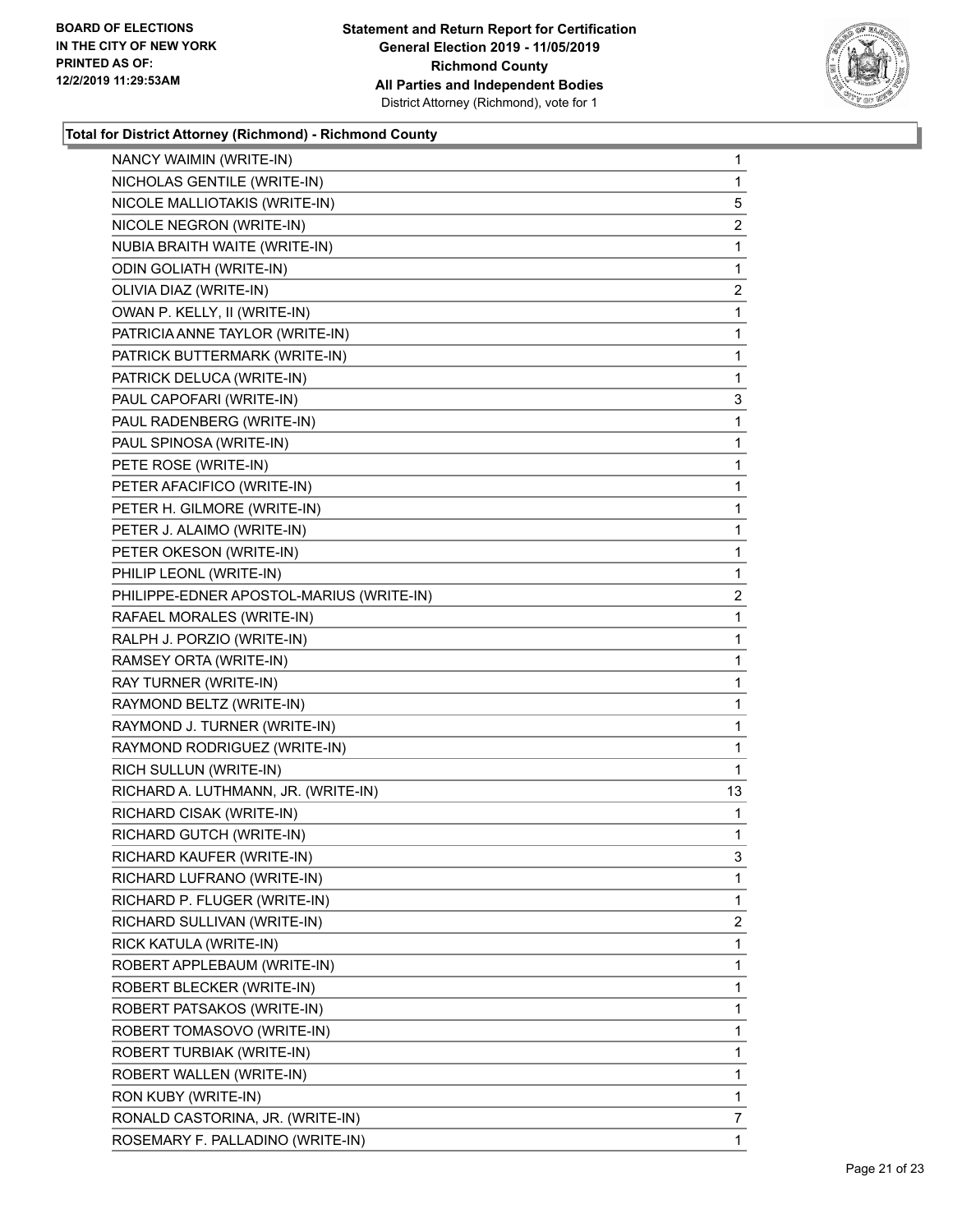### Total for District Attorney (Richmond) - Richmond County

| | |
|---|---|
| NANCY WAIMIN (WRITE-IN) | 1 |
| NICHOLAS GENTILE (WRITE-IN) | 1 |
| NICOLE MALLIOTAKIS (WRITE-IN) | 5 |
| NICOLE NEGRON (WRITE-IN) | 2 |
| NUBIA BRAITH WAITE (WRITE-IN) | 1 |
| ODIN GOLIATH (WRITE-IN) | 1 |
| OLIVIA DIAZ (WRITE-IN) | 2 |
| OWAN P. KELLY, II (WRITE-IN) | 1 |
| PATRICIA ANNE TAYLOR (WRITE-IN) | 1 |
| PATRICK BUTTERMARK (WRITE-IN) | 1 |
| PATRICK DELUCA (WRITE-IN) | 1 |
| PAUL CAPOFARI (WRITE-IN) | 3 |
| PAUL RADENBERG (WRITE-IN) | 1 |
| PAUL SPINOSA (WRITE-IN) | 1 |
| PETE ROSE (WRITE-IN) | 1 |
| PETER AFACIFICO (WRITE-IN) | 1 |
| PETER H. GILMORE (WRITE-IN) | 1 |
| PETER J. ALAIMO (WRITE-IN) | 1 |
| PETER OKESON (WRITE-IN) | 1 |
| PHILIP LEONL (WRITE-IN) | 1 |
| PHILIPPE-EDNER APOSTOL-MARIUS (WRITE-IN) | 2 |
| RAFAEL MORALES (WRITE-IN) | 1 |
| RALPH J. PORZIO (WRITE-IN) | 1 |
| RAMSEY ORTA (WRITE-IN) | 1 |
| RAY TURNER (WRITE-IN) | 1 |
| RAYMOND BELTZ (WRITE-IN) | 1 |
| RAYMOND J. TURNER (WRITE-IN) | 1 |
| RAYMOND RODRIGUEZ (WRITE-IN) | 1 |
| RICH SULLUN (WRITE-IN) | 1 |
| RICHARD A. LUTHMANN, JR. (WRITE-IN) | 13 |
| RICHARD CISAK (WRITE-IN) | 1 |
| RICHARD GUTCH (WRITE-IN) | 1 |
| RICHARD KAUFER (WRITE-IN) | 3 |
| RICHARD LUFRANO (WRITE-IN) | 1 |
| RICHARD P. FLUGER (WRITE-IN) | 1 |
| RICHARD SULLIVAN (WRITE-IN) | 2 |
| RICK KATULA (WRITE-IN) | 1 |
| ROBERT APPLEBAUM (WRITE-IN) | 1 |
| ROBERT BLECKER (WRITE-IN) | 1 |
| ROBERT PATSAKOS (WRITE-IN) | 1 |
| ROBERT TOMASOVO (WRITE-IN) | 1 |
| ROBERT TURBIAK (WRITE-IN) | 1 |
| ROBERT WALLEN (WRITE-IN) | 1 |
| RON KUBY (WRITE-IN) | 1 |
| RONALD CASTORINA, JR. (WRITE-IN) | 7 |
| ROSEMARY F. PALLADINO (WRITE-IN) | 1 |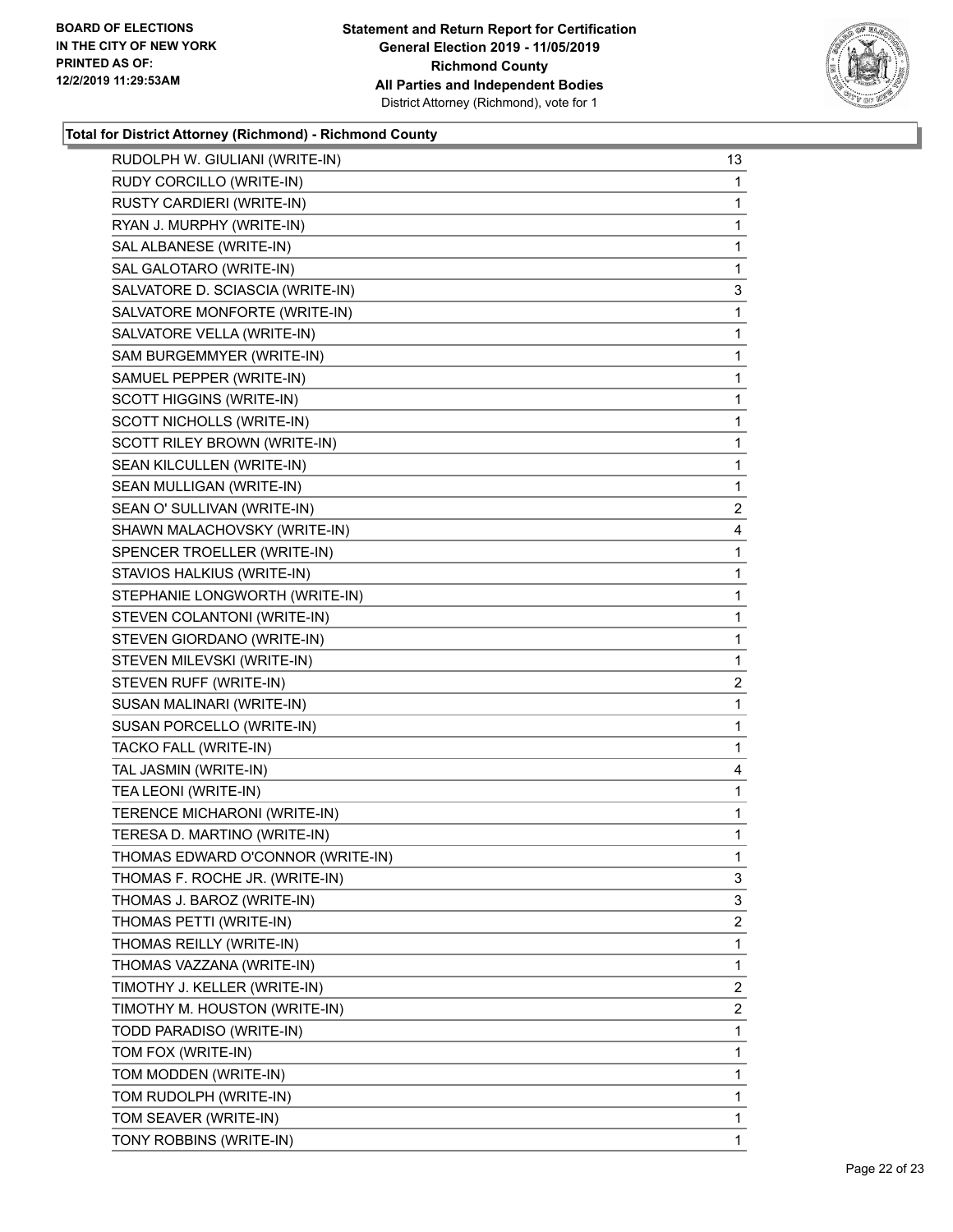**Total for District Attorney (Richmond) - Richmond County**

| Candidate | Votes |
|---|---|
| RUDOLPH W. GIULIANI (WRITE-IN) | 13 |
| RUDY CORCILLO (WRITE-IN) | 1 |
| RUSTY CARDIERI (WRITE-IN) | 1 |
| RYAN J. MURPHY (WRITE-IN) | 1 |
| SAL ALBANESE (WRITE-IN) | 1 |
| SAL GALOTARO (WRITE-IN) | 1 |
| SALVATORE D. SCIASCIA (WRITE-IN) | 3 |
| SALVATORE MONFORTE (WRITE-IN) | 1 |
| SALVATORE VELLA (WRITE-IN) | 1 |
| SAM BURGEMMYER (WRITE-IN) | 1 |
| SAMUEL PEPPER (WRITE-IN) | 1 |
| SCOTT HIGGINS (WRITE-IN) | 1 |
| SCOTT NICHOLLS (WRITE-IN) | 1 |
| SCOTT RILEY BROWN (WRITE-IN) | 1 |
| SEAN KILCULLEN (WRITE-IN) | 1 |
| SEAN MULLIGAN (WRITE-IN) | 1 |
| SEAN O' SULLIVAN (WRITE-IN) | 2 |
| SHAWN MALACHOVSKY (WRITE-IN) | 4 |
| SPENCER TROELLER (WRITE-IN) | 1 |
| STAVIOS HALKIUS (WRITE-IN) | 1 |
| STEPHANIE LONGWORTH (WRITE-IN) | 1 |
| STEVEN COLANTONI (WRITE-IN) | 1 |
| STEVEN GIORDANO (WRITE-IN) | 1 |
| STEVEN MILEVSKI (WRITE-IN) | 1 |
| STEVEN RUFF (WRITE-IN) | 2 |
| SUSAN MALINARI (WRITE-IN) | 1 |
| SUSAN PORCELLO (WRITE-IN) | 1 |
| TACKO FALL (WRITE-IN) | 1 |
| TAL JASMIN (WRITE-IN) | 4 |
| TEA LEONI (WRITE-IN) | 1 |
| TERENCE MICHARONI (WRITE-IN) | 1 |
| TERESA D. MARTINO (WRITE-IN) | 1 |
| THOMAS EDWARD O'CONNOR (WRITE-IN) | 1 |
| THOMAS F. ROCHE JR. (WRITE-IN) | 3 |
| THOMAS J. BAROZ (WRITE-IN) | 3 |
| THOMAS PETTI (WRITE-IN) | 2 |
| THOMAS REILLY (WRITE-IN) | 1 |
| THOMAS VAZZANA (WRITE-IN) | 1 |
| TIMOTHY J. KELLER (WRITE-IN) | 2 |
| TIMOTHY M. HOUSTON (WRITE-IN) | 2 |
| TODD PARADISO (WRITE-IN) | 1 |
| TOM FOX (WRITE-IN) | 1 |
| TOM MODDEN (WRITE-IN) | 1 |
| TOM RUDOLPH (WRITE-IN) | 1 |
| TOM SEAVER (WRITE-IN) | 1 |
| TONY ROBBINS (WRITE-IN) | 1 |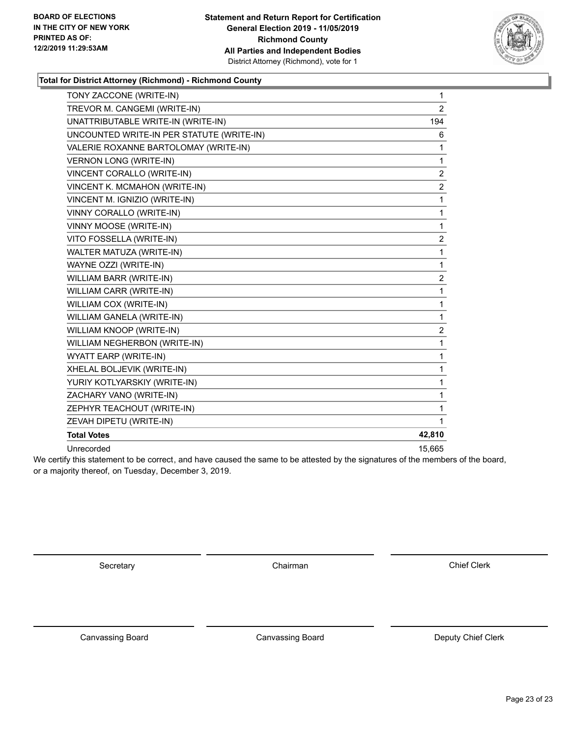**BOARD OF ELECTIONS IN THE CITY OF NEW YORK PRINTED AS OF: 12/2/2019 11:29:53AM**

**Statement and Return Report for Certification General Election 2019 - 11/05/2019 Richmond County All Parties and Independent Bodies**
District Attorney (Richmond), vote for 1

**Total for District Attorney (Richmond) - Richmond County**

| | |
|---|---|
| TONY ZACCONE (WRITE-IN) | 1 |
| TREVOR M. CANGEMI (WRITE-IN) | 2 |
| UNATTRIBUTABLE WRITE-IN (WRITE-IN) | 194 |
| UNCOUNTED WRITE-IN PER STATUTE (WRITE-IN) | 6 |
| VALERIE ROXANNE BARTOLOMAY (WRITE-IN) | 1 |
| VERNON LONG (WRITE-IN) | 1 |
| VINCENT CORALLO (WRITE-IN) | 2 |
| VINCENT K. MCMAHON (WRITE-IN) | 2 |
| VINCENT M. IGNIZIO (WRITE-IN) | 1 |
| VINNY CORALLO (WRITE-IN) | 1 |
| VINNY MOOSE (WRITE-IN) | 1 |
| VITO FOSSELLA (WRITE-IN) | 2 |
| WALTER MATUZA (WRITE-IN) | 1 |
| WAYNE OZZI (WRITE-IN) | 1 |
| WILLIAM BARR (WRITE-IN) | 2 |
| WILLIAM CARR (WRITE-IN) | 1 |
| WILLIAM COX (WRITE-IN) | 1 |
| WILLIAM GANELA (WRITE-IN) | 1 |
| WILLIAM KNOOP (WRITE-IN) | 2 |
| WILLIAM NEGHERBON (WRITE-IN) | 1 |
| WYATT EARP (WRITE-IN) | 1 |
| XHELAL BOLJEVIK (WRITE-IN) | 1 |
| YURIY KOTLYARSKIY (WRITE-IN) | 1 |
| ZACHARY VANO (WRITE-IN) | 1 |
| ZEPHYR TEACHOUT (WRITE-IN) | 1 |
| ZEVAH DIPETU (WRITE-IN) | 1 |
| **Total Votes** | **42,810** |
| Unrecorded | 15,665 |

We certify this statement to be correct, and have caused the same to be attested by the signatures of the members of the board, or a majority thereof, on Tuesday, December 3, 2019.

Secretary | Chairman | Chief Clerk

Canvassing Board | Canvassing Board | Deputy Chief Clerk